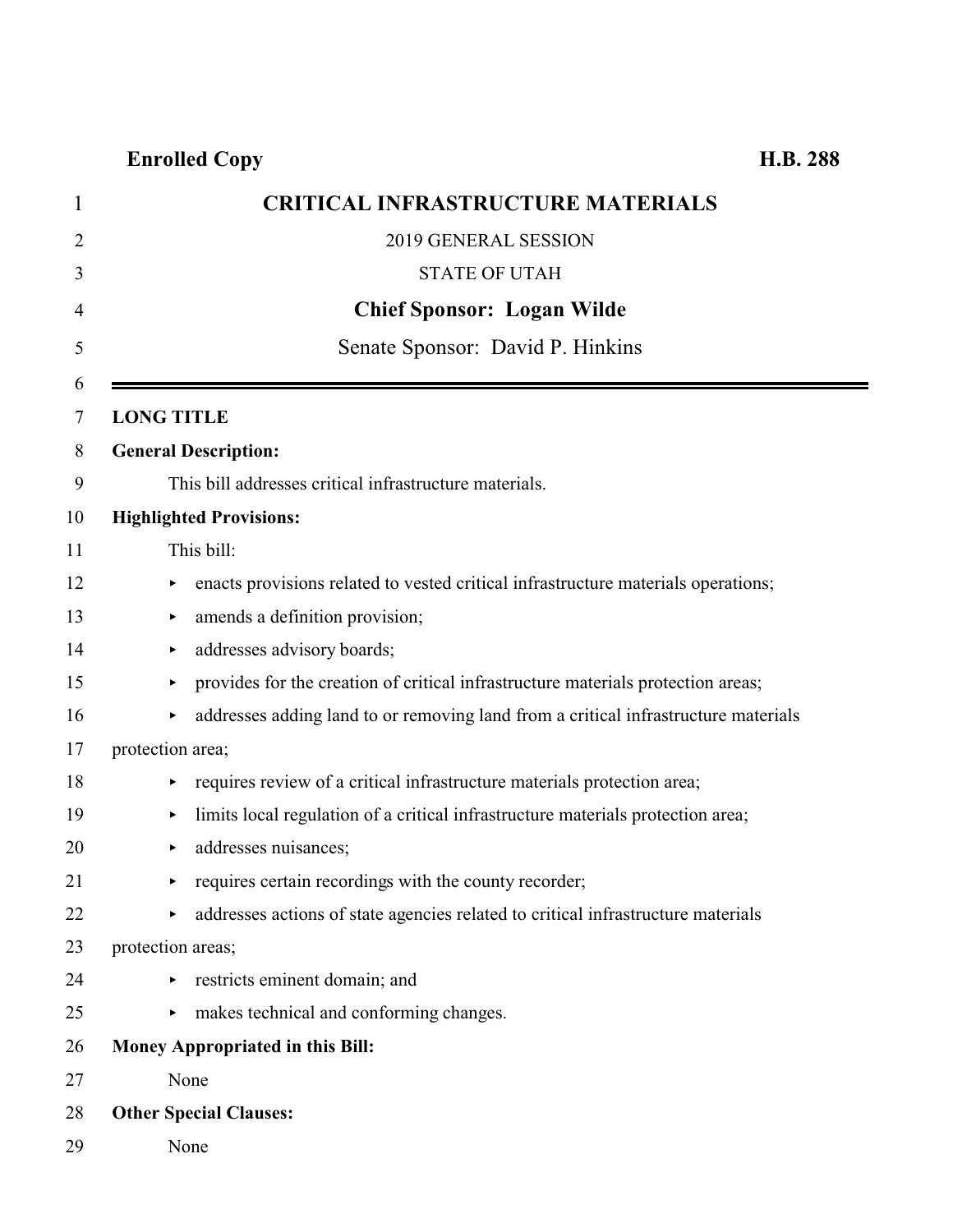**Enrolled Copy** **H.B. 288**

# CRITICAL INFRASTRUCTURE MATERIALS

2019 GENERAL SESSION

STATE OF UTAH

**Chief Sponsor: Logan Wilde**

Senate Sponsor: David P. Hinkins

---

**LONG TITLE**

**General Description:**

This bill addresses critical infrastructure materials.

**Highlighted Provisions:**

This bill:

- enacts provisions related to vested critical infrastructure materials operations;
- amends a definition provision;
- addresses advisory boards;
- provides for the creation of critical infrastructure materials protection areas;
- addresses adding land to or removing land from a critical infrastructure materials protection area;
- requires review of a critical infrastructure materials protection area;
- limits local regulation of a critical infrastructure materials protection area;
- addresses nuisances;
- requires certain recordings with the county recorder;
- addresses actions of state agencies related to critical infrastructure materials protection areas;
- restricts eminent domain; and
- makes technical and conforming changes.

**Money Appropriated in this Bill:**

None

**Other Special Clauses:**

None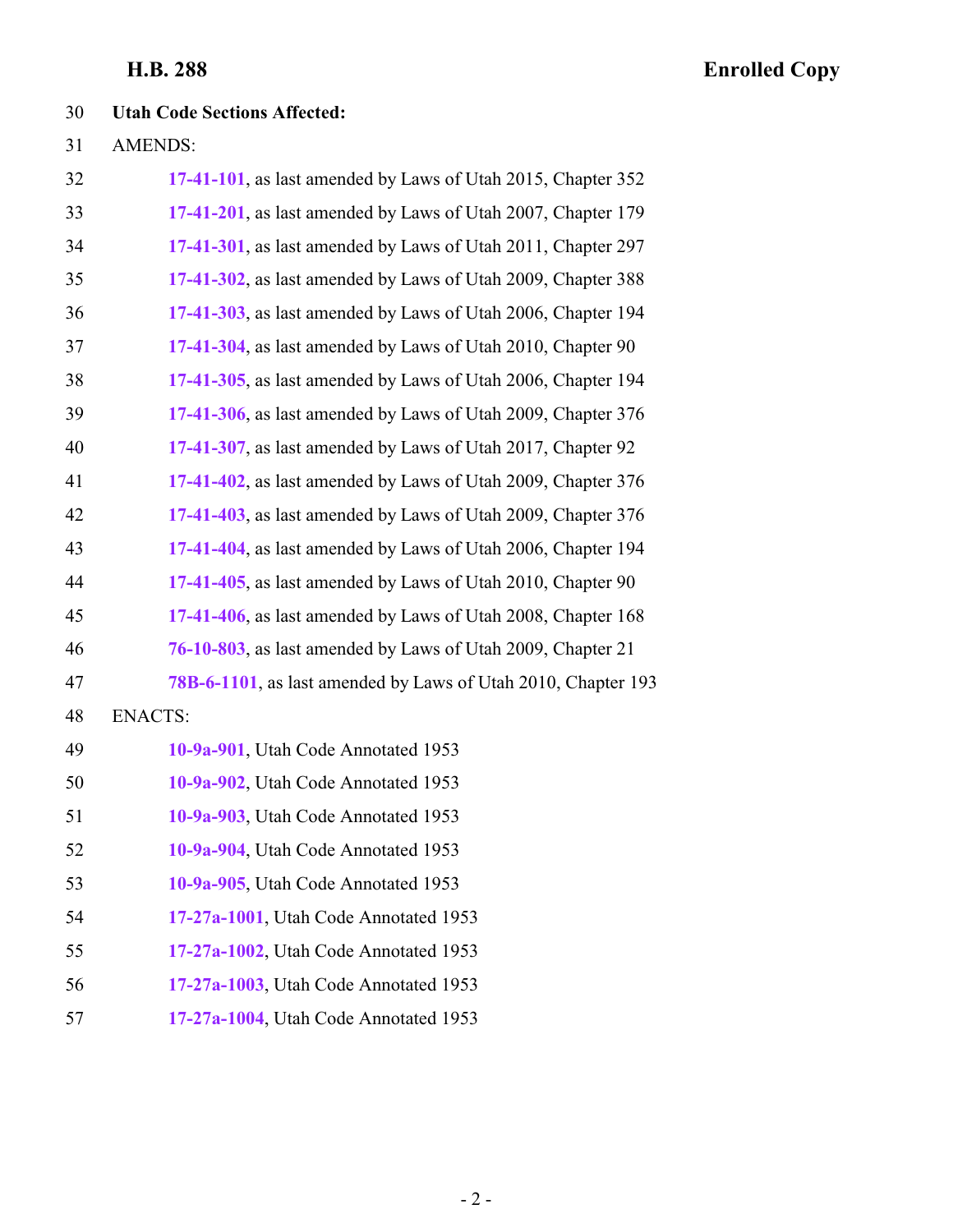**Utah Code Sections Affected:**

AMENDS:

17-41-101, as last amended by Laws of Utah 2015, Chapter 352

17-41-201, as last amended by Laws of Utah 2007, Chapter 179

17-41-301, as last amended by Laws of Utah 2011, Chapter 297

17-41-302, as last amended by Laws of Utah 2009, Chapter 388

17-41-303, as last amended by Laws of Utah 2006, Chapter 194

17-41-304, as last amended by Laws of Utah 2010, Chapter 90

17-41-305, as last amended by Laws of Utah 2006, Chapter 194

17-41-306, as last amended by Laws of Utah 2009, Chapter 376

17-41-307, as last amended by Laws of Utah 2017, Chapter 92

17-41-402, as last amended by Laws of Utah 2009, Chapter 376

17-41-403, as last amended by Laws of Utah 2009, Chapter 376

17-41-404, as last amended by Laws of Utah 2006, Chapter 194

17-41-405, as last amended by Laws of Utah 2010, Chapter 90

17-41-406, as last amended by Laws of Utah 2008, Chapter 168

76-10-803, as last amended by Laws of Utah 2009, Chapter 21

78B-6-1101, as last amended by Laws of Utah 2010, Chapter 193

ENACTS:

10-9a-901, Utah Code Annotated 1953

10-9a-902, Utah Code Annotated 1953

10-9a-903, Utah Code Annotated 1953

10-9a-904, Utah Code Annotated 1953

10-9a-905, Utah Code Annotated 1953

17-27a-1001, Utah Code Annotated 1953

17-27a-1002, Utah Code Annotated 1953

17-27a-1003, Utah Code Annotated 1953

17-27a-1004, Utah Code Annotated 1953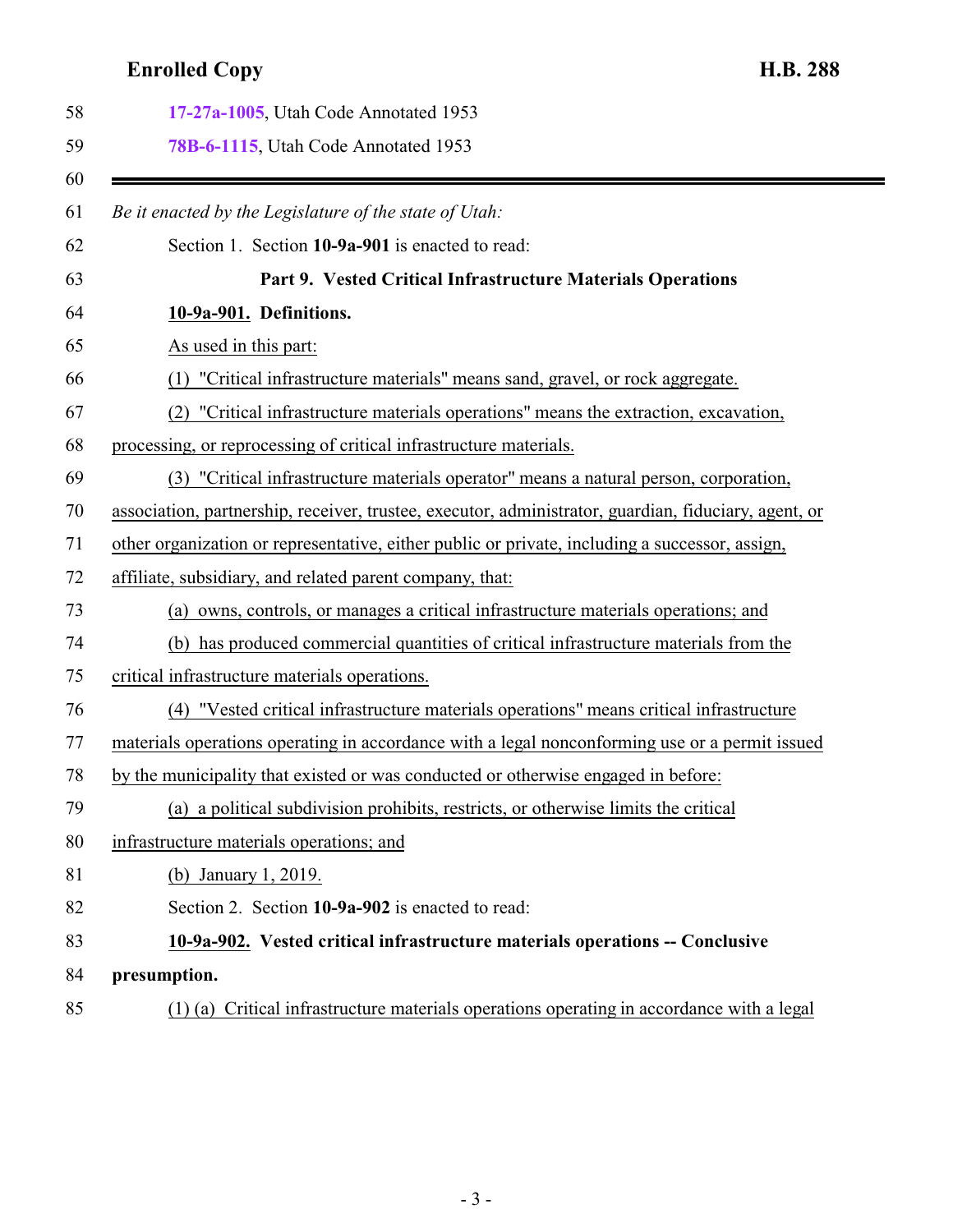17-27a-1005, Utah Code Annotated 1953

78B-6-1115, Utah Code Annotated 1953

---

*Be it enacted by the Legislature of the state of Utah:*

Section 1. Section **10-9a-901** is enacted to read:

**Part 9. Vested Critical Infrastructure Materials Operations**

**10-9a-901. Definitions.**

As used in this part:

(1) "Critical infrastructure materials" means sand, gravel, or rock aggregate.

(2) "Critical infrastructure materials operations" means the extraction, excavation, processing, or reprocessing of critical infrastructure materials.

(3) "Critical infrastructure materials operator" means a natural person, corporation, association, partnership, receiver, trustee, executor, administrator, guardian, fiduciary, agent, or other organization or representative, either public or private, including a successor, assign, affiliate, subsidiary, and related parent company, that:

(a) owns, controls, or manages a critical infrastructure materials operations; and

(b) has produced commercial quantities of critical infrastructure materials from the critical infrastructure materials operations.

(4) "Vested critical infrastructure materials operations" means critical infrastructure materials operations operating in accordance with a legal nonconforming use or a permit issued by the municipality that existed or was conducted or otherwise engaged in before:

(a) a political subdivision prohibits, restricts, or otherwise limits the critical infrastructure materials operations; and

(b) January 1, 2019.

Section 2. Section **10-9a-902** is enacted to read:

**10-9a-902. Vested critical infrastructure materials operations -- Conclusive presumption.**

(1) (a) Critical infrastructure materials operations operating in accordance with a legal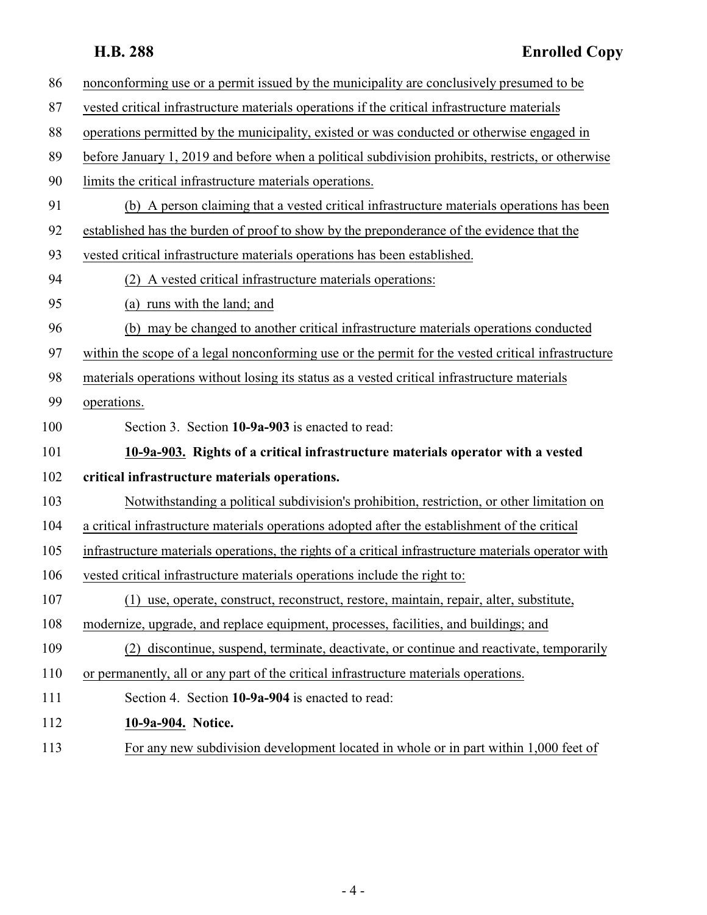nonconforming use or a permit issued by the municipality are conclusively presumed to be vested critical infrastructure materials operations if the critical infrastructure materials operations permitted by the municipality, existed or was conducted or otherwise engaged in before January 1, 2019 and before when a political subdivision prohibits, restricts, or otherwise limits the critical infrastructure materials operations.

(b) A person claiming that a vested critical infrastructure materials operations has been established has the burden of proof to show by the preponderance of the evidence that the vested critical infrastructure materials operations has been established.

(2) A vested critical infrastructure materials operations:

(a) runs with the land; and

(b) may be changed to another critical infrastructure materials operations conducted within the scope of a legal nonconforming use or the permit for the vested critical infrastructure materials operations without losing its status as a vested critical infrastructure materials operations.

Section 3. Section **10-9a-903** is enacted to read:

**10-9a-903. Rights of a critical infrastructure materials operator with a vested critical infrastructure materials operations.**

Notwithstanding a political subdivision's prohibition, restriction, or other limitation on a critical infrastructure materials operations adopted after the establishment of the critical infrastructure materials operations, the rights of a critical infrastructure materials operator with vested critical infrastructure materials operations include the right to:

(1) use, operate, construct, reconstruct, restore, maintain, repair, alter, substitute, modernize, upgrade, and replace equipment, processes, facilities, and buildings; and

(2) discontinue, suspend, terminate, deactivate, or continue and reactivate, temporarily or permanently, all or any part of the critical infrastructure materials operations.

Section 4. Section **10-9a-904** is enacted to read:

**10-9a-904. Notice.**

For any new subdivision development located in whole or in part within 1,000 feet of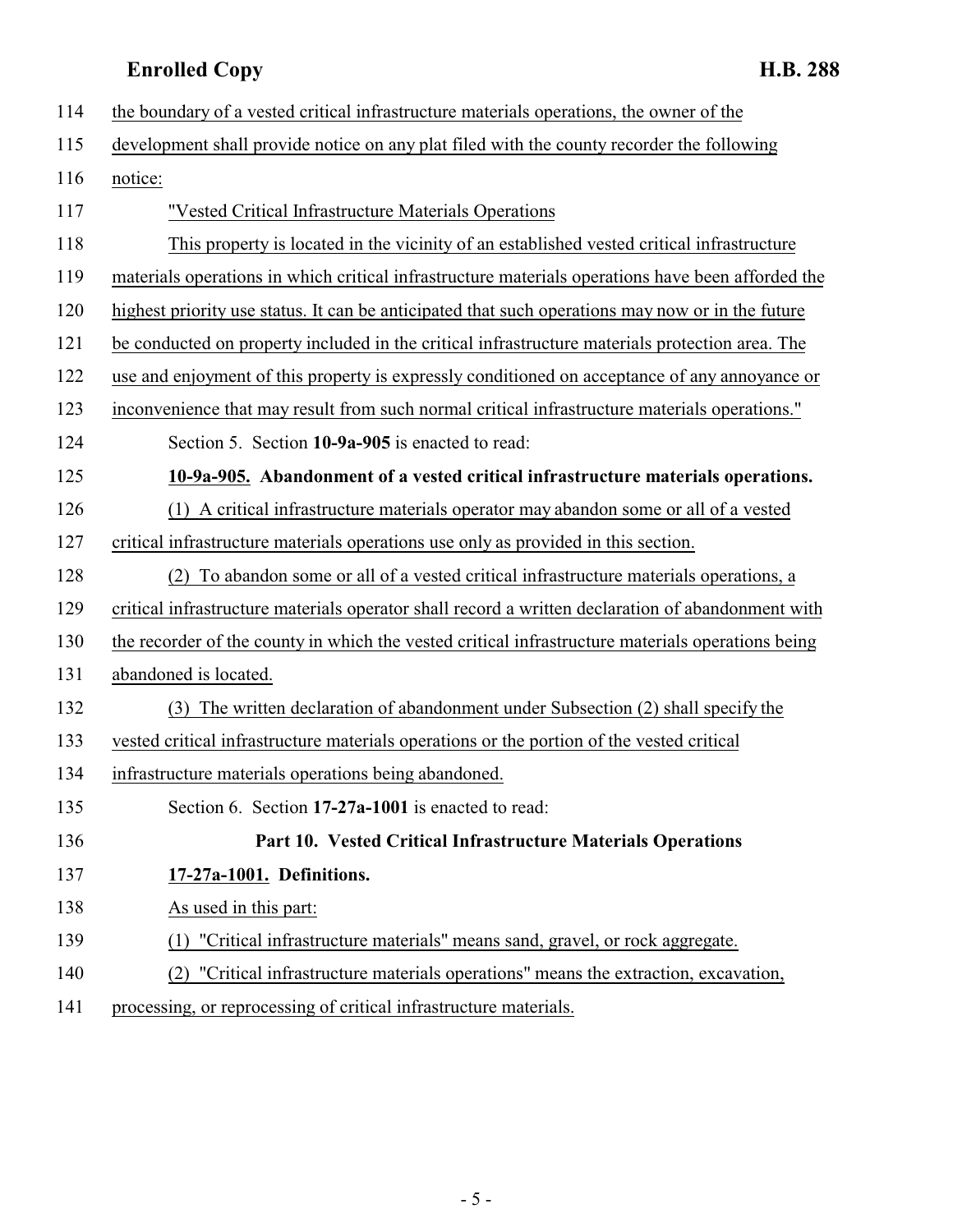the boundary of a vested critical infrastructure materials operations, the owner of the development shall provide notice on any plat filed with the county recorder the following notice:

"Vested Critical Infrastructure Materials Operations

This property is located in the vicinity of an established vested critical infrastructure materials operations in which critical infrastructure materials operations have been afforded the highest priority use status. It can be anticipated that such operations may now or in the future be conducted on property included in the critical infrastructure materials protection area. The use and enjoyment of this property is expressly conditioned on acceptance of any annoyance or inconvenience that may result from such normal critical infrastructure materials operations."

Section 5. Section **10-9a-905** is enacted to read:

**10-9a-905. Abandonment of a vested critical infrastructure materials operations.**

(1) A critical infrastructure materials operator may abandon some or all of a vested critical infrastructure materials operations use only as provided in this section.

(2) To abandon some or all of a vested critical infrastructure materials operations, a critical infrastructure materials operator shall record a written declaration of abandonment with the recorder of the county in which the vested critical infrastructure materials operations being abandoned is located.

(3) The written declaration of abandonment under Subsection (2) shall specify the vested critical infrastructure materials operations or the portion of the vested critical infrastructure materials operations being abandoned.

Section 6. Section **17-27a-1001** is enacted to read:

**Part 10. Vested Critical Infrastructure Materials Operations**

**17-27a-1001. Definitions.**

As used in this part:

(1) "Critical infrastructure materials" means sand, gravel, or rock aggregate.

(2) "Critical infrastructure materials operations" means the extraction, excavation, processing, or reprocessing of critical infrastructure materials.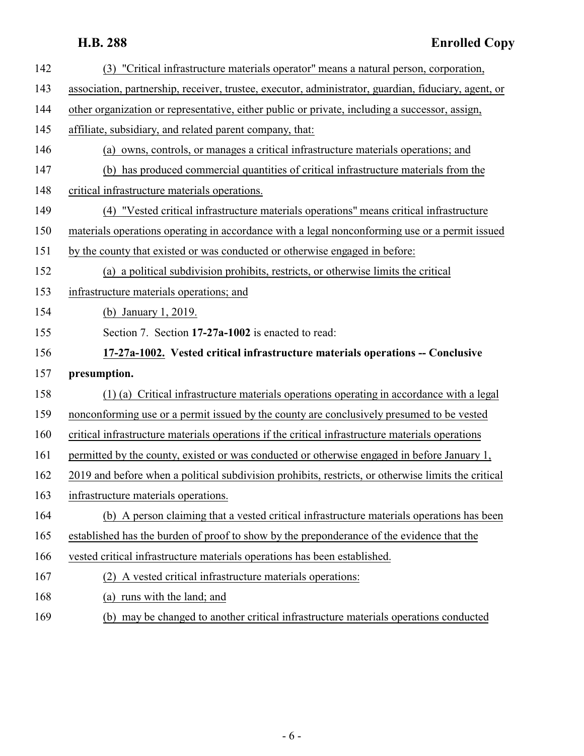(3) "Critical infrastructure materials operator" means a natural person, corporation, association, partnership, receiver, trustee, executor, administrator, guardian, fiduciary, agent, or other organization or representative, either public or private, including a successor, assign, affiliate, subsidiary, and related parent company, that:

(a) owns, controls, or manages a critical infrastructure materials operations; and

(b) has produced commercial quantities of critical infrastructure materials from the critical infrastructure materials operations.

(4) "Vested critical infrastructure materials operations" means critical infrastructure materials operations operating in accordance with a legal nonconforming use or a permit issued by the county that existed or was conducted or otherwise engaged in before:

(a) a political subdivision prohibits, restricts, or otherwise limits the critical infrastructure materials operations; and

(b) January 1, 2019.

Section 7. Section **17-27a-1002** is enacted to read:

**17-27a-1002. Vested critical infrastructure materials operations -- Conclusive presumption.**

(1) (a) Critical infrastructure materials operations operating in accordance with a legal nonconforming use or a permit issued by the county are conclusively presumed to be vested critical infrastructure materials operations if the critical infrastructure materials operations permitted by the county, existed or was conducted or otherwise engaged in before January 1, 2019 and before when a political subdivision prohibits, restricts, or otherwise limits the critical infrastructure materials operations.

(b) A person claiming that a vested critical infrastructure materials operations has been established has the burden of proof to show by the preponderance of the evidence that the vested critical infrastructure materials operations has been established.

(2) A vested critical infrastructure materials operations:

(a) runs with the land; and

(b) may be changed to another critical infrastructure materials operations conducted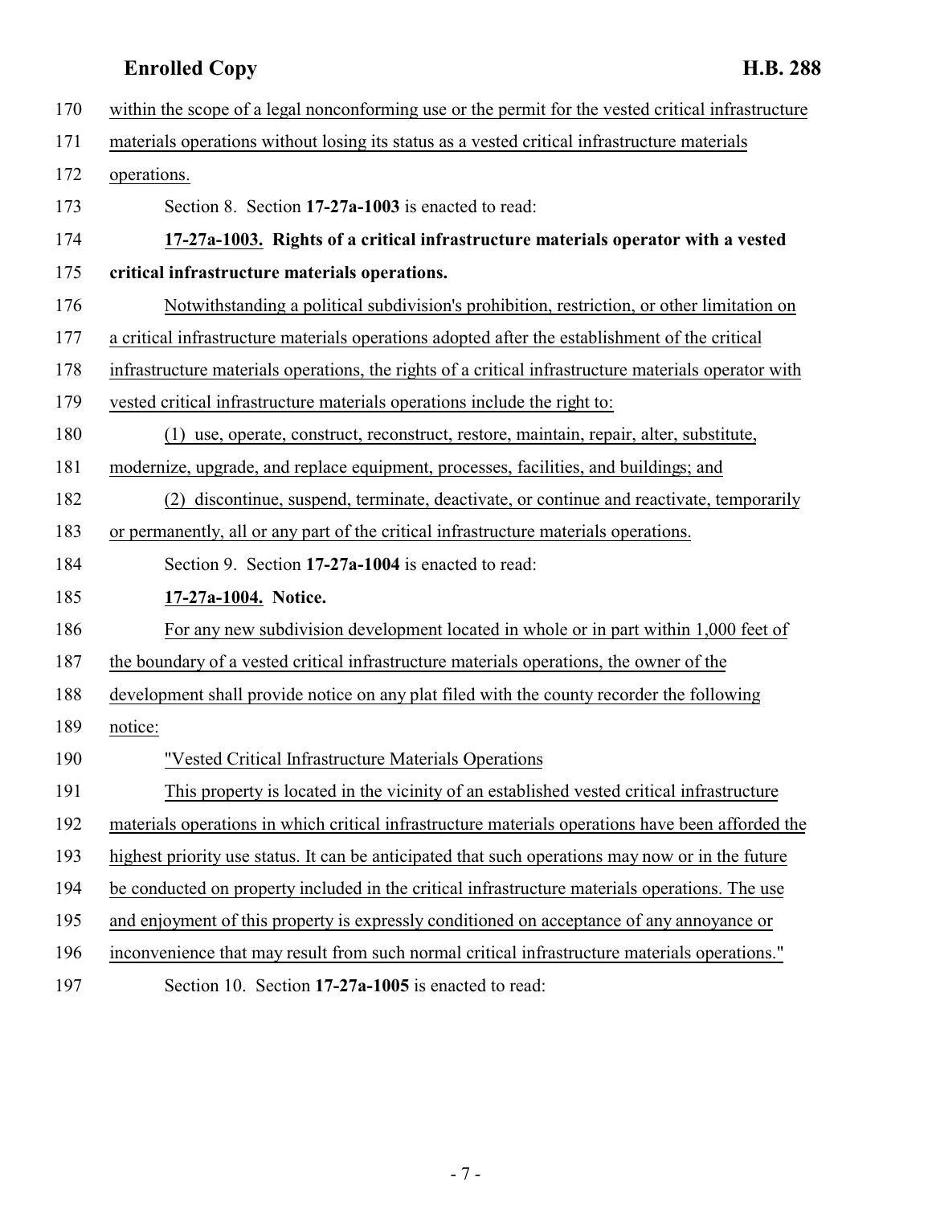within the scope of a legal nonconforming use or the permit for the vested critical infrastructure materials operations without losing its status as a vested critical infrastructure materials operations.

Section 8. Section **17-27a-1003** is enacted to read:

**17-27a-1003. Rights of a critical infrastructure materials operator with a vested critical infrastructure materials operations.**

Notwithstanding a political subdivision's prohibition, restriction, or other limitation on a critical infrastructure materials operations adopted after the establishment of the critical infrastructure materials operations, the rights of a critical infrastructure materials operator with vested critical infrastructure materials operations include the right to:

(1) use, operate, construct, reconstruct, restore, maintain, repair, alter, substitute, modernize, upgrade, and replace equipment, processes, facilities, and buildings; and

(2) discontinue, suspend, terminate, deactivate, or continue and reactivate, temporarily or permanently, all or any part of the critical infrastructure materials operations.

Section 9. Section **17-27a-1004** is enacted to read:

**17-27a-1004. Notice.**

For any new subdivision development located in whole or in part within 1,000 feet of the boundary of a vested critical infrastructure materials operations, the owner of the development shall provide notice on any plat filed with the county recorder the following notice:

"Vested Critical Infrastructure Materials Operations

This property is located in the vicinity of an established vested critical infrastructure materials operations in which critical infrastructure materials operations have been afforded the highest priority use status. It can be anticipated that such operations may now or in the future be conducted on property included in the critical infrastructure materials operations. The use and enjoyment of this property is expressly conditioned on acceptance of any annoyance or inconvenience that may result from such normal critical infrastructure materials operations."

Section 10. Section **17-27a-1005** is enacted to read: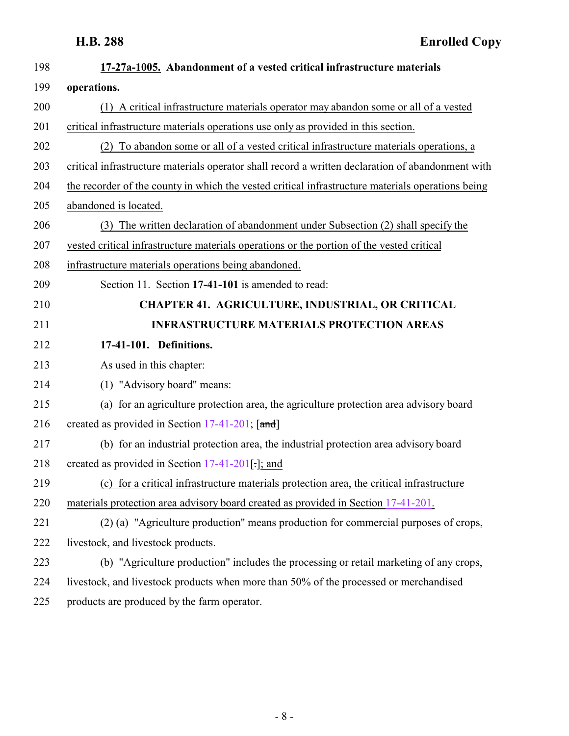**17-27a-1005. Abandonment of a vested critical infrastructure materials operations.**

(1) A critical infrastructure materials operator may abandon some or all of a vested critical infrastructure materials operations use only as provided in this section.

(2) To abandon some or all of a vested critical infrastructure materials operations, a critical infrastructure materials operator shall record a written declaration of abandonment with the recorder of the county in which the vested critical infrastructure materials operations being abandoned is located.

(3) The written declaration of abandonment under Subsection (2) shall specify the vested critical infrastructure materials operations or the portion of the vested critical infrastructure materials operations being abandoned.

Section 11. Section **17-41-101** is amended to read:

**CHAPTER 41. AGRICULTURE, INDUSTRIAL, OR CRITICAL INFRASTRUCTURE MATERIALS PROTECTION AREAS**

**17-41-101. Definitions.**

As used in this chapter:

(1) "Advisory board" means:

(a) for an agriculture protection area, the agriculture protection area advisory board created as provided in Section 17-41-201; [~~and~~]

(b) for an industrial protection area, the industrial protection area advisory board created as provided in Section 17-41-201[~~.~~]; and

(c) for a critical infrastructure materials protection area, the critical infrastructure materials protection area advisory board created as provided in Section 17-41-201.

(2) (a) "Agriculture production" means production for commercial purposes of crops, livestock, and livestock products.

(b) "Agriculture production" includes the processing or retail marketing of any crops, livestock, and livestock products when more than 50% of the processed or merchandised products are produced by the farm operator.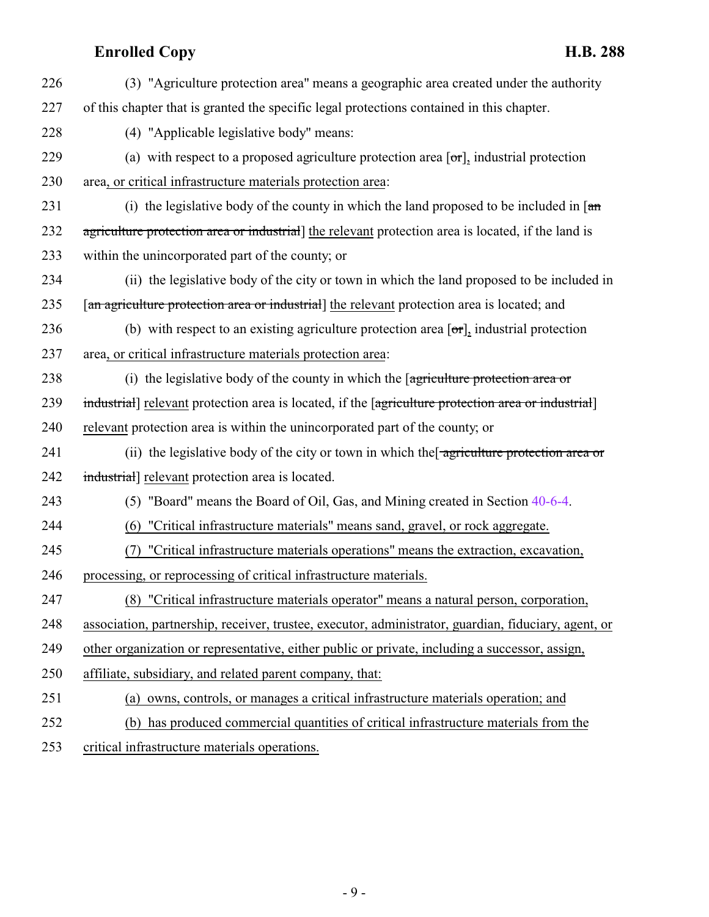226 (3) "Agriculture protection area" means a geographic area created under the authority
227 of this chapter that is granted the specific legal protections contained in this chapter.
228 (4) "Applicable legislative body" means:
229 (a) with respect to a proposed agriculture protection area [~~or~~], industrial protection
230 area, or critical infrastructure materials protection area:
231 (i) the legislative body of the county in which the land proposed to be included in [~~an~~
232 ~~agriculture protection area or industrial~~] the relevant protection area is located, if the land is
233 within the unincorporated part of the county; or
234 (ii) the legislative body of the city or town in which the land proposed to be included in
235 [~~an agriculture protection area or industrial~~] the relevant protection area is located; and
236 (b) with respect to an existing agriculture protection area [~~or~~], industrial protection
237 area, or critical infrastructure materials protection area:
238 (i) the legislative body of the county in which the [~~agriculture protection area or~~
239 ~~industrial~~] relevant protection area is located, if the [~~agriculture protection area or industrial~~]
240 relevant protection area is within the unincorporated part of the county; or
241 (ii) the legislative body of the city or town in which the[~~ agriculture protection area or~~
242 ~~industrial~~] relevant protection area is located.
243 (5) "Board" means the Board of Oil, Gas, and Mining created in Section 40-6-4.
244 (6) "Critical infrastructure materials" means sand, gravel, or rock aggregate.
245 (7) "Critical infrastructure materials operations" means the extraction, excavation,
246 processing, or reprocessing of critical infrastructure materials.
247 (8) "Critical infrastructure materials operator" means a natural person, corporation,
248 association, partnership, receiver, trustee, executor, administrator, guardian, fiduciary, agent, or
249 other organization or representative, either public or private, including a successor, assign,
250 affiliate, subsidiary, and related parent company, that:
251 (a) owns, controls, or manages a critical infrastructure materials operation; and
252 (b) has produced commercial quantities of critical infrastructure materials from the
253 critical infrastructure materials operations.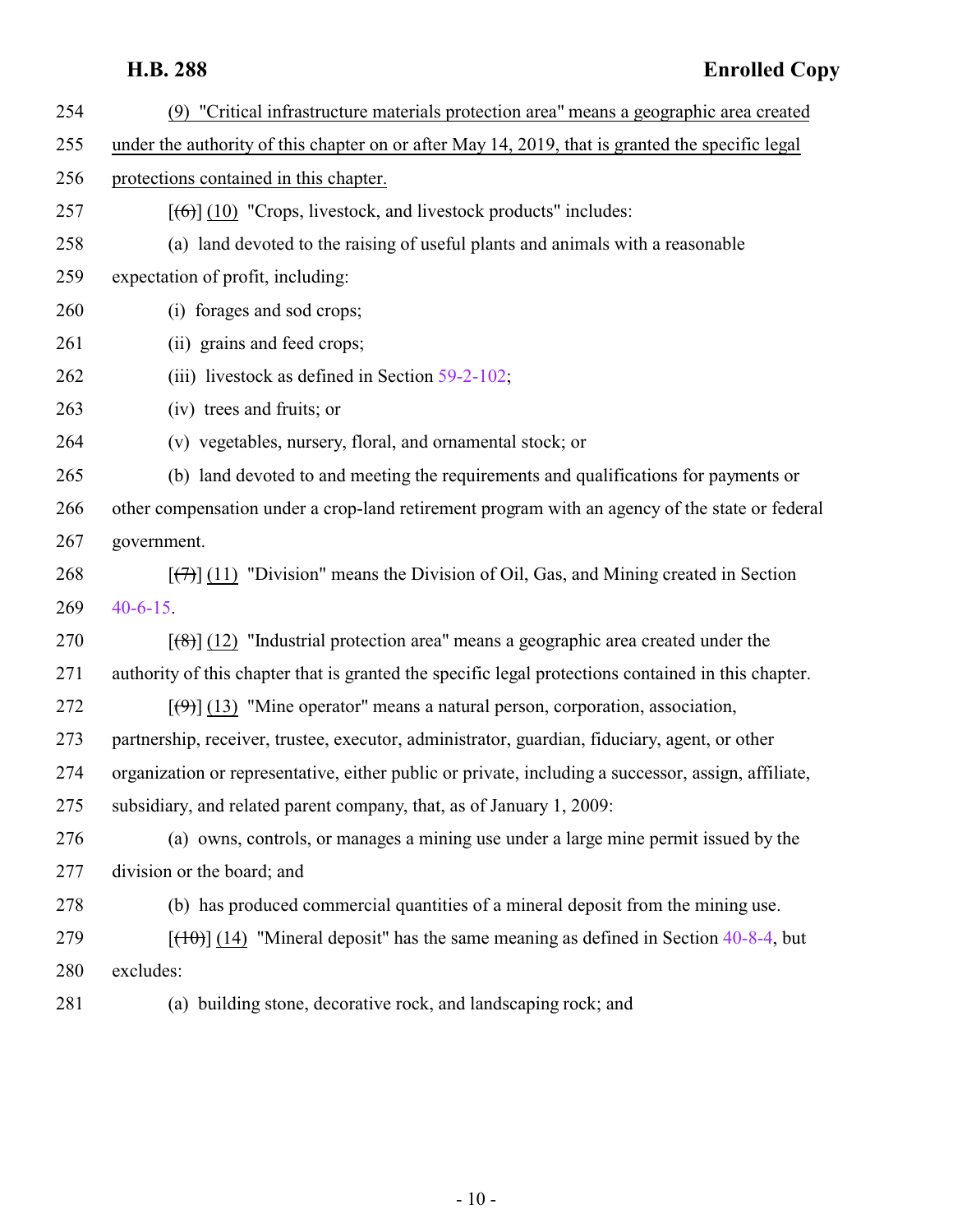254 (9) "Critical infrastructure materials protection area" means a geographic area created
255 under the authority of this chapter on or after May 14, 2019, that is granted the specific legal
256 protections contained in this chapter.

257 [~~(6)~~] (10) "Crops, livestock, and livestock products" includes:

258 (a) land devoted to the raising of useful plants and animals with a reasonable
259 expectation of profit, including:

260 (i) forages and sod crops;

261 (ii) grains and feed crops;

262 (iii) livestock as defined in Section 59-2-102;

263 (iv) trees and fruits; or

264 (v) vegetables, nursery, floral, and ornamental stock; or

265 (b) land devoted to and meeting the requirements and qualifications for payments or
266 other compensation under a crop-land retirement program with an agency of the state or federal
267 government.

268 [~~(7)~~] (11) "Division" means the Division of Oil, Gas, and Mining created in Section
269 40-6-15.

270 [~~(8)~~] (12) "Industrial protection area" means a geographic area created under the
271 authority of this chapter that is granted the specific legal protections contained in this chapter.

272 [~~(9)~~] (13) "Mine operator" means a natural person, corporation, association,
273 partnership, receiver, trustee, executor, administrator, guardian, fiduciary, agent, or other
274 organization or representative, either public or private, including a successor, assign, affiliate,
275 subsidiary, and related parent company, that, as of January 1, 2009:

276 (a) owns, controls, or manages a mining use under a large mine permit issued by the
277 division or the board; and

278 (b) has produced commercial quantities of a mineral deposit from the mining use.

279 [~~(10)~~] (14) "Mineral deposit" has the same meaning as defined in Section 40-8-4, but
280 excludes:

281 (a) building stone, decorative rock, and landscaping rock; and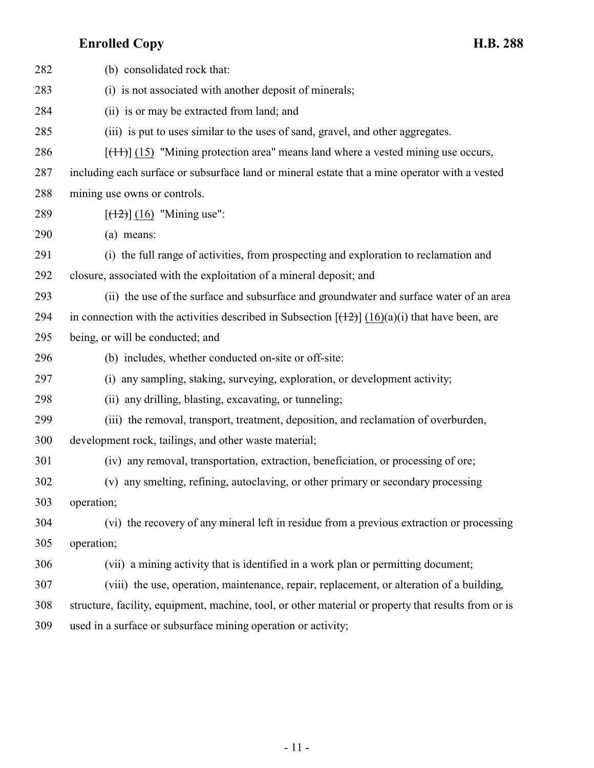(b) consolidated rock that:

(i) is not associated with another deposit of minerals;

(ii) is or may be extracted from land; and

(iii) is put to uses similar to the uses of sand, gravel, and other aggregates.

[~~(11)~~] (15) "Mining protection area" means land where a vested mining use occurs, including each surface or subsurface land or mineral estate that a mine operator with a vested mining use owns or controls.

[~~(12)~~] (16) "Mining use":

(a) means:

(i) the full range of activities, from prospecting and exploration to reclamation and closure, associated with the exploitation of a mineral deposit; and

(ii) the use of the surface and subsurface and groundwater and surface water of an area in connection with the activities described in Subsection [~~(12)~~] (16)(a)(i) that have been, are being, or will be conducted; and

(b) includes, whether conducted on-site or off-site:

(i) any sampling, staking, surveying, exploration, or development activity;

(ii) any drilling, blasting, excavating, or tunneling;

(iii) the removal, transport, treatment, deposition, and reclamation of overburden, development rock, tailings, and other waste material;

(iv) any removal, transportation, extraction, beneficiation, or processing of ore;

(v) any smelting, refining, autoclaving, or other primary or secondary processing operation;

(vi) the recovery of any mineral left in residue from a previous extraction or processing operation;

(vii) a mining activity that is identified in a work plan or permitting document;

(viii) the use, operation, maintenance, repair, replacement, or alteration of a building, structure, facility, equipment, machine, tool, or other material or property that results from or is used in a surface or subsurface mining operation or activity;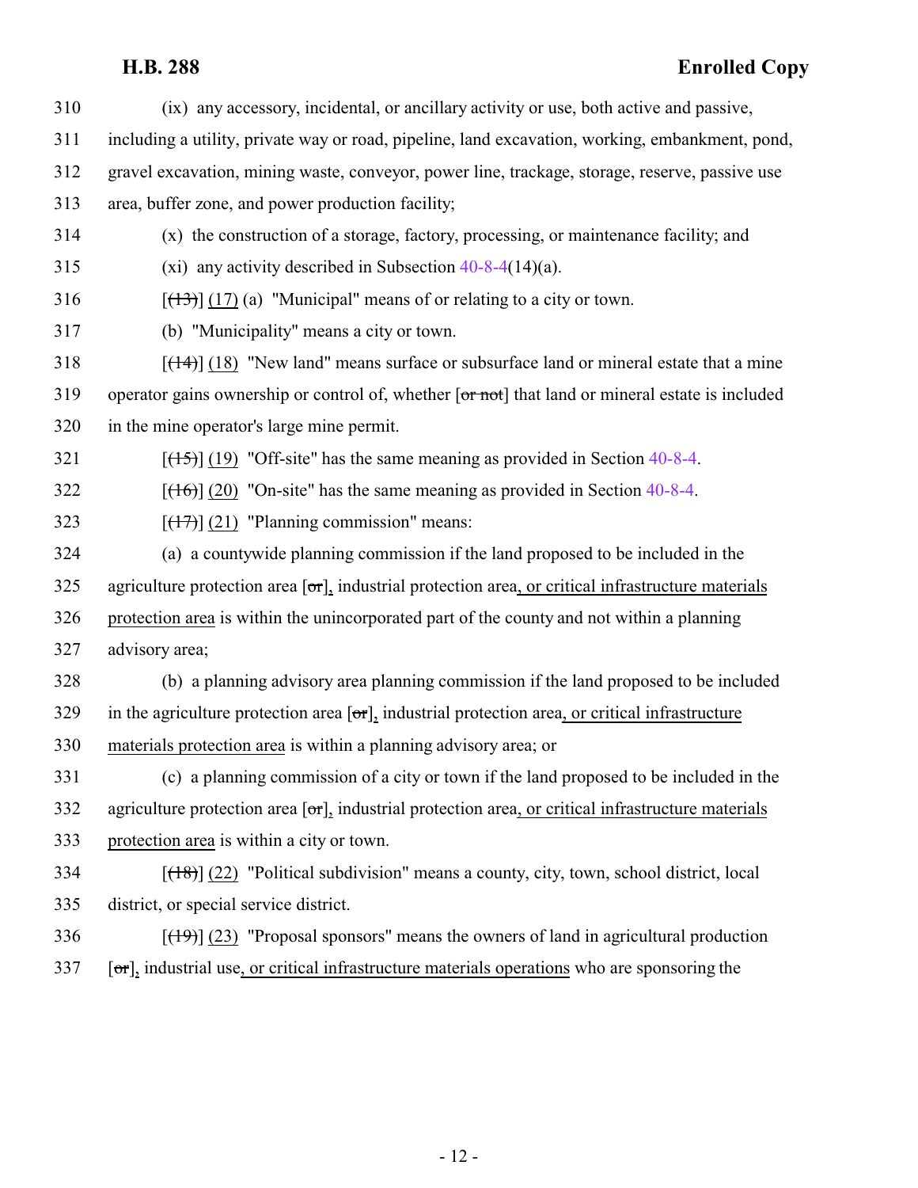(ix) any accessory, incidental, or ancillary activity or use, both active and passive, including a utility, private way or road, pipeline, land excavation, working, embankment, pond, gravel excavation, mining waste, conveyor, power line, trackage, storage, reserve, passive use area, buffer zone, and power production facility;

(x) the construction of a storage, factory, processing, or maintenance facility; and

(xi) any activity described in Subsection 40-8-4(14)(a).

[~~(13)~~] (17) (a) "Municipal" means of or relating to a city or town.

(b) "Municipality" means a city or town.

[~~(14)~~] (18) "New land" means surface or subsurface land or mineral estate that a mine operator gains ownership or control of, whether [~~or not~~] that land or mineral estate is included in the mine operator's large mine permit.

[~~(15)~~] (19) "Off-site" has the same meaning as provided in Section 40-8-4.

[~~(16)~~] (20) "On-site" has the same meaning as provided in Section 40-8-4.

[~~(17)~~] (21) "Planning commission" means:

(a) a countywide planning commission if the land proposed to be included in the agriculture protection area [~~or~~], industrial protection area, or critical infrastructure materials protection area is within the unincorporated part of the county and not within a planning advisory area;

(b) a planning advisory area planning commission if the land proposed to be included in the agriculture protection area [~~or~~], industrial protection area, or critical infrastructure materials protection area is within a planning advisory area; or

(c) a planning commission of a city or town if the land proposed to be included in the agriculture protection area [~~or~~], industrial protection area, or critical infrastructure materials protection area is within a city or town.

[~~(18)~~] (22) "Political subdivision" means a county, city, town, school district, local district, or special service district.

[~~(19)~~] (23) "Proposal sponsors" means the owners of land in agricultural production [~~or~~], industrial use, or critical infrastructure materials operations who are sponsoring the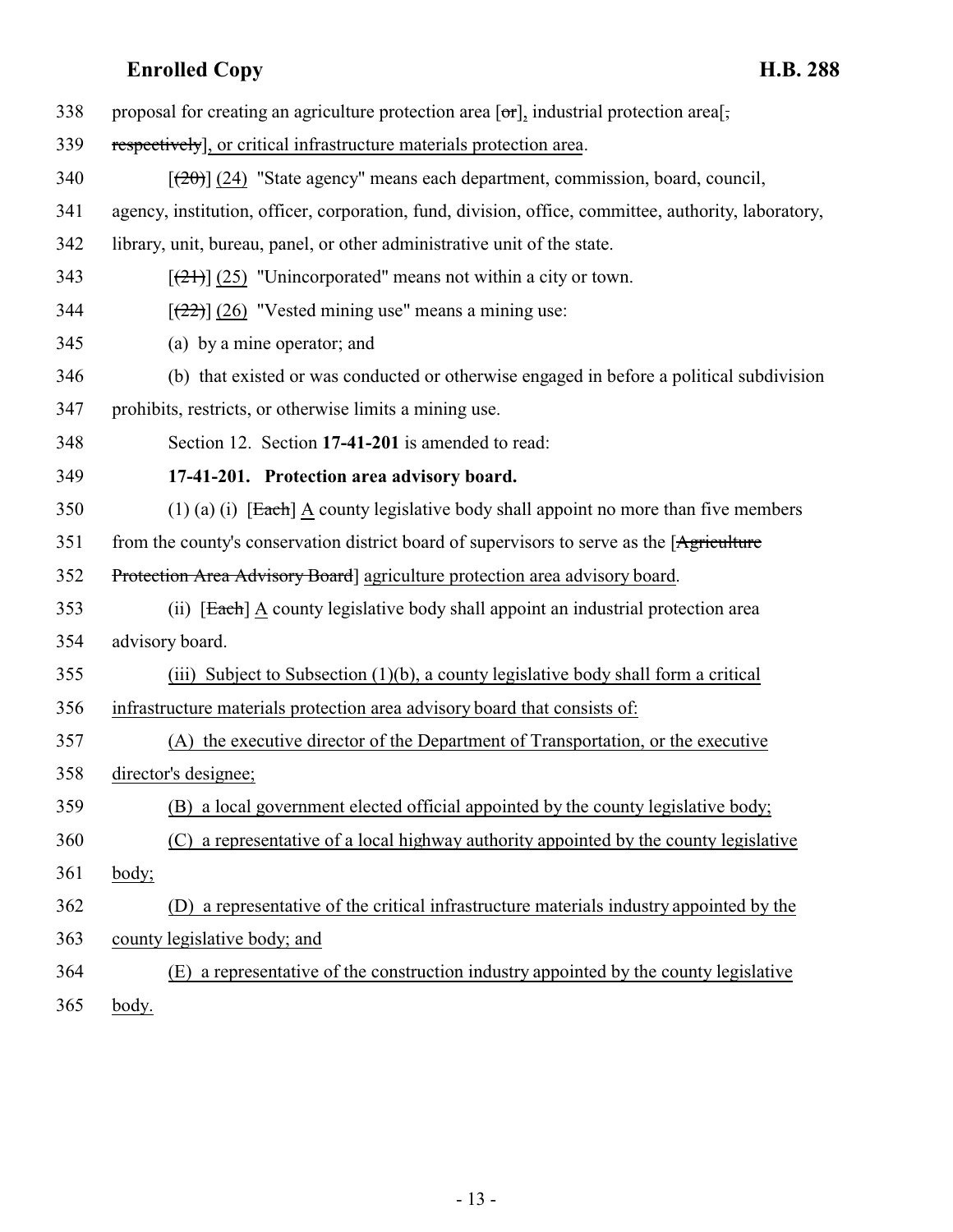338 proposal for creating an agriculture protection area [~~or~~], industrial protection area[~~,~~

339 ~~respectively~~], or critical infrastructure materials protection area.

340 [~~(20)~~] (24) "State agency" means each department, commission, board, council,

341 agency, institution, officer, corporation, fund, division, office, committee, authority, laboratory,

342 library, unit, bureau, panel, or other administrative unit of the state.

343 [~~(21)~~] (25) "Unincorporated" means not within a city or town.

344 [~~(22)~~] (26) "Vested mining use" means a mining use:

345 (a) by a mine operator; and

346 (b) that existed or was conducted or otherwise engaged in before a political subdivision

347 prohibits, restricts, or otherwise limits a mining use.

348 Section 12. Section **17-41-201** is amended to read:

349 **17-41-201. Protection area advisory board.**

350 (1) (a) (i) [~~Each~~] A county legislative body shall appoint no more than five members

351 from the county's conservation district board of supervisors to serve as the [~~Agriculture~~

352 ~~Protection Area Advisory Board~~] agriculture protection area advisory board.

353 (ii) [~~Each~~] A county legislative body shall appoint an industrial protection area

354 advisory board.

355 (iii) Subject to Subsection (1)(b), a county legislative body shall form a critical

356 infrastructure materials protection area advisory board that consists of:

357 (A) the executive director of the Department of Transportation, or the executive

358 director's designee;

359 (B) a local government elected official appointed by the county legislative body;

360 (C) a representative of a local highway authority appointed by the county legislative

361 body;

362 (D) a representative of the critical infrastructure materials industry appointed by the

363 county legislative body; and

364 (E) a representative of the construction industry appointed by the county legislative

365 body.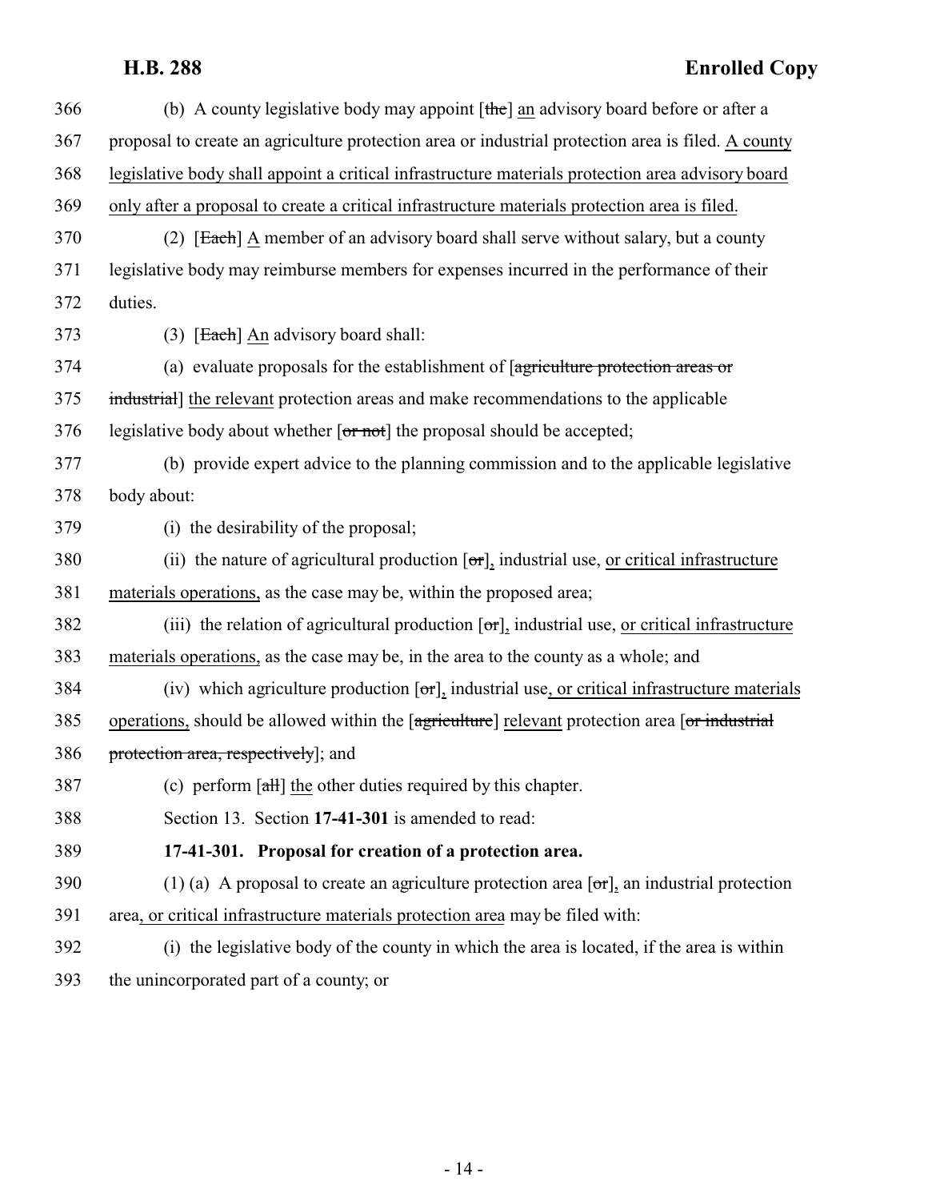366 (b) A county legislative body may appoint [the] an advisory board before or after a
367 proposal to create an agriculture protection area or industrial protection area is filed. A county
368 legislative body shall appoint a critical infrastructure materials protection area advisory board
369 only after a proposal to create a critical infrastructure materials protection area is filed.

370 (2) [Each] A member of an advisory board shall serve without salary, but a county
371 legislative body may reimburse members for expenses incurred in the performance of their
372 duties.

373 (3) [Each] An advisory board shall:

374 (a) evaluate proposals for the establishment of [agriculture protection areas or
375 industrial] the relevant protection areas and make recommendations to the applicable
376 legislative body about whether [or not] the proposal should be accepted;

377 (b) provide expert advice to the planning commission and to the applicable legislative
378 body about:

379 (i) the desirability of the proposal;

380 (ii) the nature of agricultural production [or], industrial use, or critical infrastructure
381 materials operations, as the case may be, within the proposed area;

382 (iii) the relation of agricultural production [or], industrial use, or critical infrastructure
383 materials operations, as the case may be, in the area to the county as a whole; and

384 (iv) which agriculture production [or], industrial use, or critical infrastructure materials
385 operations, should be allowed within the [agriculture] relevant protection area [or industrial
386 protection area, respectively]; and

387 (c) perform [all] the other duties required by this chapter.

388 Section 13. Section **17-41-301** is amended to read:

389 **17-41-301. Proposal for creation of a protection area.**

390 (1) (a) A proposal to create an agriculture protection area [or], an industrial protection
391 area, or critical infrastructure materials protection area may be filed with:

392 (i) the legislative body of the county in which the area is located, if the area is within
393 the unincorporated part of a county; or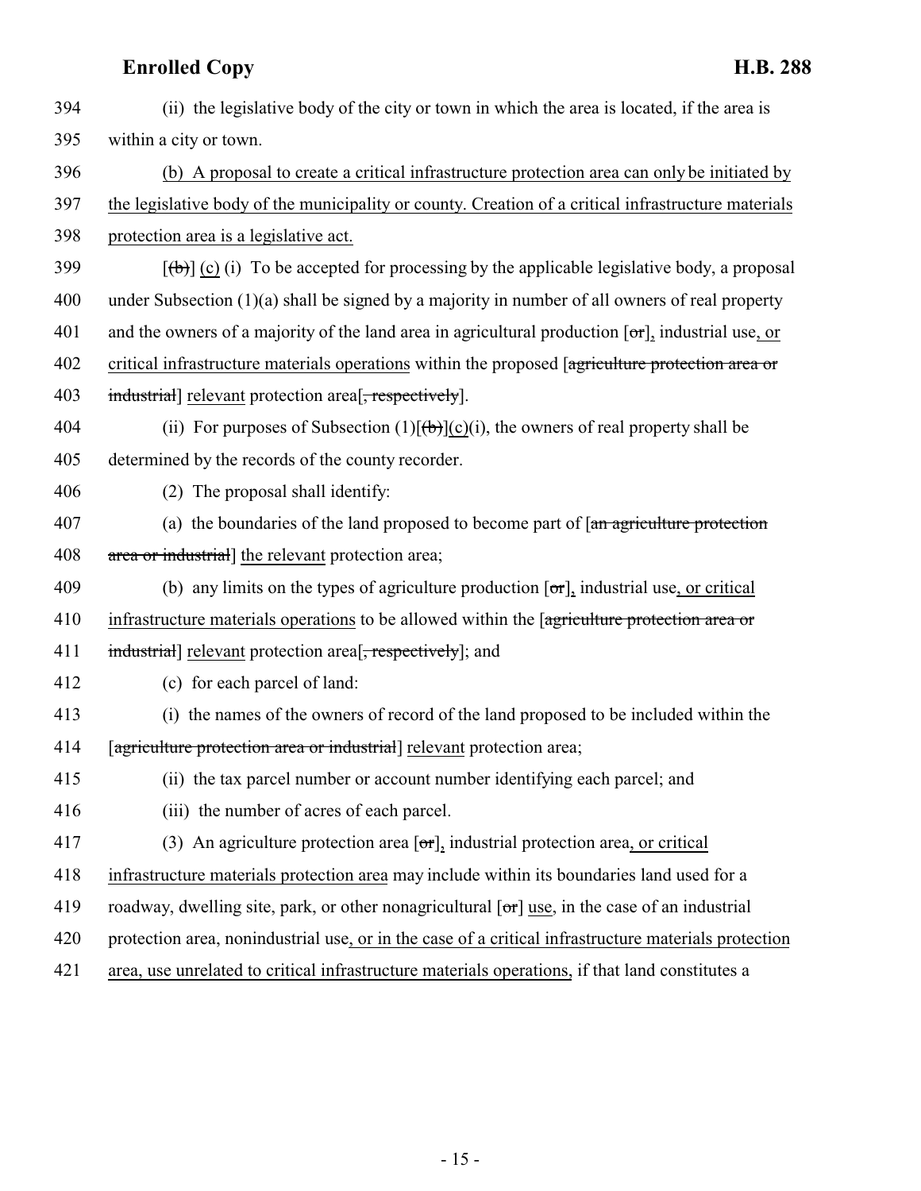(ii) the legislative body of the city or town in which the area is located, if the area is within a city or town.

(b) A proposal to create a critical infrastructure protection area can only be initiated by the legislative body of the municipality or county. Creation of a critical infrastructure materials protection area is a legislative act.

[(b)] (c) (i) To be accepted for processing by the applicable legislative body, a proposal under Subsection (1)(a) shall be signed by a majority in number of all owners of real property and the owners of a majority of the land area in agricultural production [or], industrial use, or critical infrastructure materials operations within the proposed [agriculture protection area or industrial] relevant protection area[, respectively].

(ii) For purposes of Subsection (1)[(b)](c)(i), the owners of real property shall be determined by the records of the county recorder.

(2) The proposal shall identify:

(a) the boundaries of the land proposed to become part of [an agriculture protection area or industrial] the relevant protection area;

(b) any limits on the types of agriculture production [or], industrial use, or critical infrastructure materials operations to be allowed within the [agriculture protection area or industrial] relevant protection area[, respectively]; and

(c) for each parcel of land:

(i) the names of the owners of record of the land proposed to be included within the [agriculture protection area or industrial] relevant protection area;

(ii) the tax parcel number or account number identifying each parcel; and

(iii) the number of acres of each parcel.

(3) An agriculture protection area [or], industrial protection area, or critical infrastructure materials protection area may include within its boundaries land used for a roadway, dwelling site, park, or other nonagricultural [or] use, in the case of an industrial protection area, nonindustrial use, or in the case of a critical infrastructure materials protection area, use unrelated to critical infrastructure materials operations, if that land constitutes a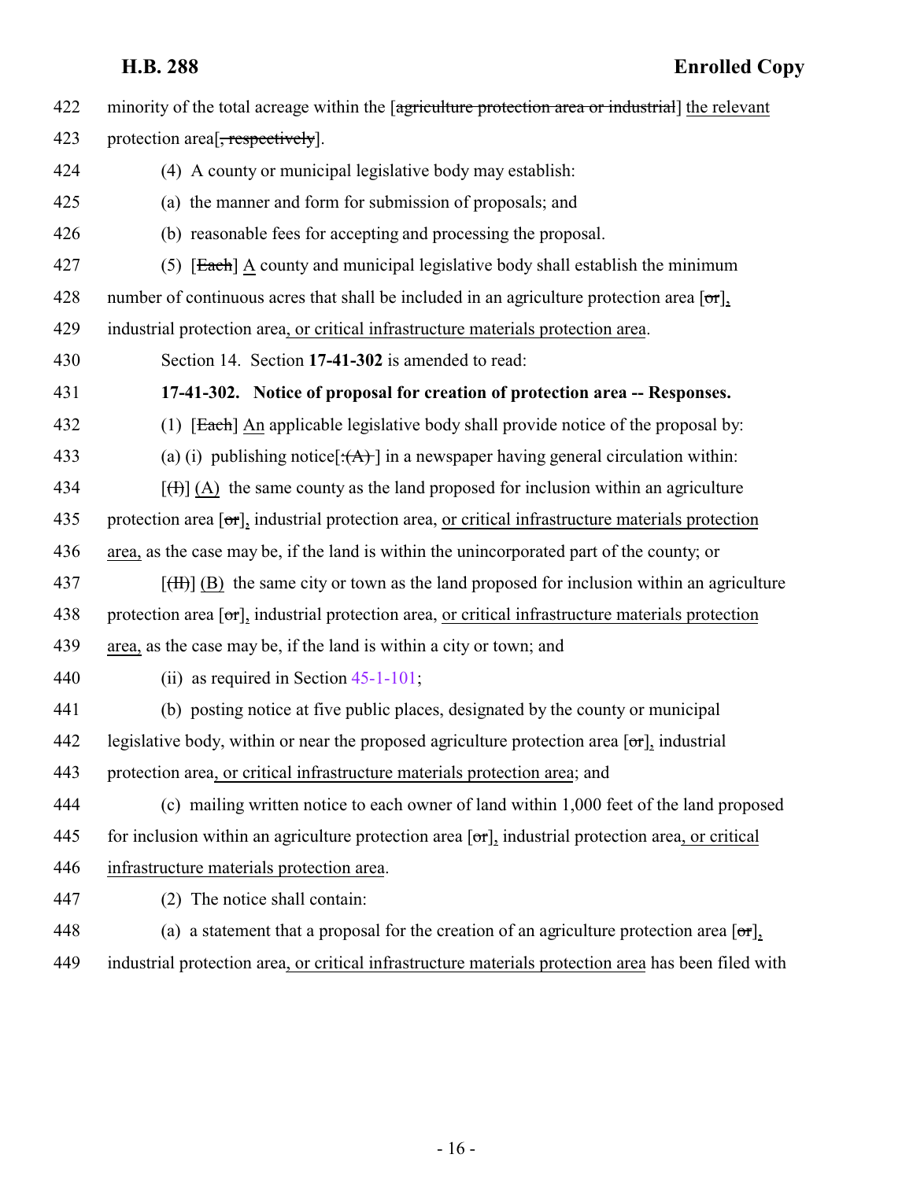422 minority of the total acreage within the [~~agriculture protection area or industrial~~] the relevant

423 protection area[~~, respectively~~].

424 (4) A county or municipal legislative body may establish:

425 (a) the manner and form for submission of proposals; and

426 (b) reasonable fees for accepting and processing the proposal.

427 (5) [~~Each~~] A county and municipal legislative body shall establish the minimum

428 number of continuous acres that shall be included in an agriculture protection area [~~or~~],

429 industrial protection area, or critical infrastructure materials protection area.

430 Section 14. Section **17-41-302** is amended to read:

431 **17-41-302. Notice of proposal for creation of protection area -- Responses.**

432 (1) [~~Each~~] An applicable legislative body shall provide notice of the proposal by:

433 (a) (i) publishing notice[~~: (A)~~] in a newspaper having general circulation within:

434 [~~(I)~~] (A) the same county as the land proposed for inclusion within an agriculture

435 protection area [~~or~~], industrial protection area, or critical infrastructure materials protection

436 area, as the case may be, if the land is within the unincorporated part of the county; or

437 [~~(II)~~] (B) the same city or town as the land proposed for inclusion within an agriculture

438 protection area [~~or~~], industrial protection area, or critical infrastructure materials protection

439 area, as the case may be, if the land is within a city or town; and

440 (ii) as required in Section 45-1-101;

441 (b) posting notice at five public places, designated by the county or municipal

442 legislative body, within or near the proposed agriculture protection area [~~or~~], industrial

443 protection area, or critical infrastructure materials protection area; and

444 (c) mailing written notice to each owner of land within 1,000 feet of the land proposed

445 for inclusion within an agriculture protection area [~~or~~], industrial protection area, or critical

446 infrastructure materials protection area.

447 (2) The notice shall contain:

448 (a) a statement that a proposal for the creation of an agriculture protection area [~~or~~],

449 industrial protection area, or critical infrastructure materials protection area has been filed with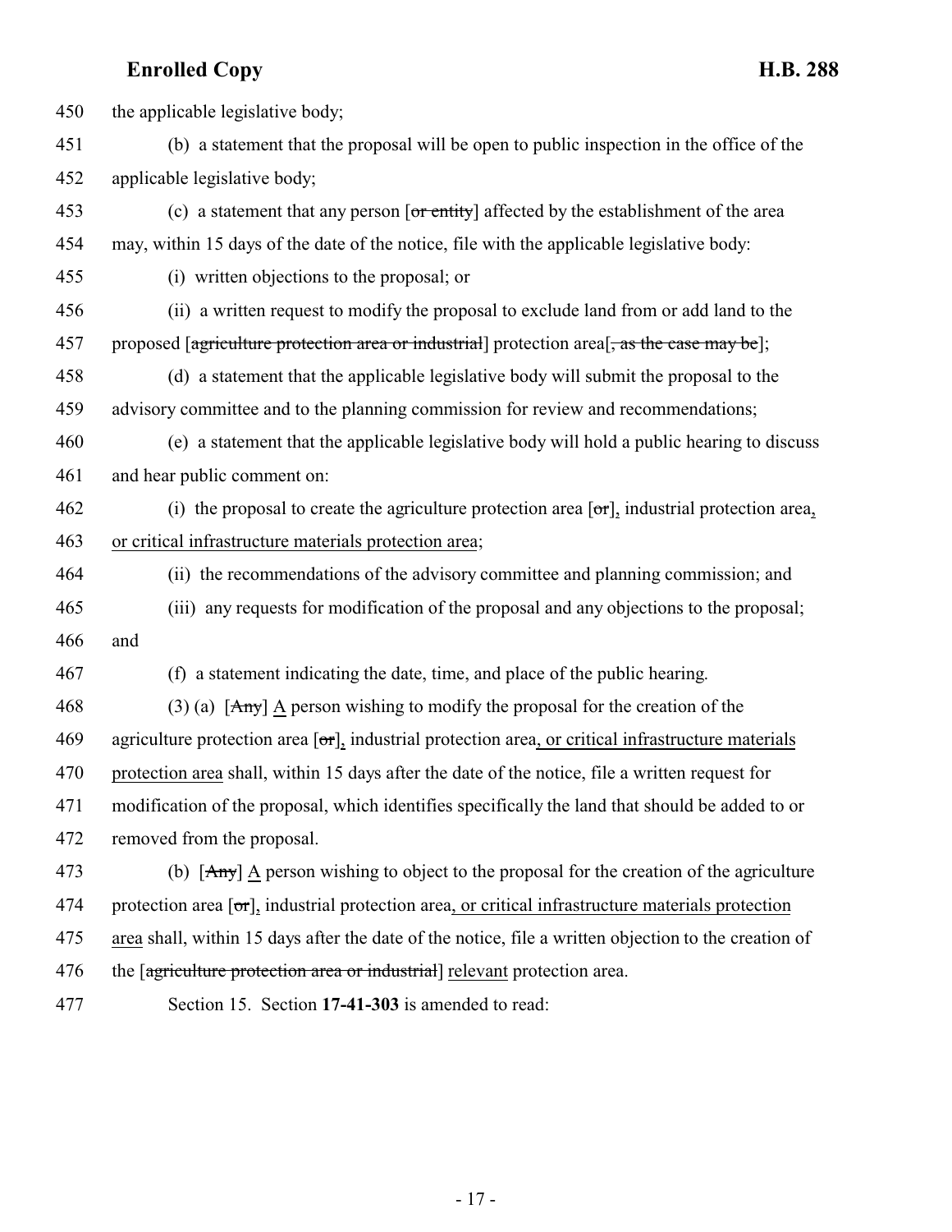450 the applicable legislative body;

451 (b) a statement that the proposal will be open to public inspection in the office of the

452 applicable legislative body;

453 (c) a statement that any person [~~or entity~~] affected by the establishment of the area

454 may, within 15 days of the date of the notice, file with the applicable legislative body:

455 (i) written objections to the proposal; or

456 (ii) a written request to modify the proposal to exclude land from or add land to the

457 proposed [~~agriculture protection area or industrial~~] protection area[~~, as the case may be~~];

458 (d) a statement that the applicable legislative body will submit the proposal to the

459 advisory committee and to the planning commission for review and recommendations;

460 (e) a statement that the applicable legislative body will hold a public hearing to discuss

461 and hear public comment on:

462 (i) the proposal to create the agriculture protection area [~~or~~], industrial protection area,

463 or critical infrastructure materials protection area;

464 (ii) the recommendations of the advisory committee and planning commission; and

465 (iii) any requests for modification of the proposal and any objections to the proposal;

466 and

467 (f) a statement indicating the date, time, and place of the public hearing.

468 (3) (a) [~~Any~~] A person wishing to modify the proposal for the creation of the

469 agriculture protection area [~~or~~], industrial protection area, or critical infrastructure materials

470 protection area shall, within 15 days after the date of the notice, file a written request for

471 modification of the proposal, which identifies specifically the land that should be added to or

472 removed from the proposal.

473 (b) [~~Any~~] A person wishing to object to the proposal for the creation of the agriculture

474 protection area [~~or~~], industrial protection area, or critical infrastructure materials protection

475 area shall, within 15 days after the date of the notice, file a written objection to the creation of

476 the [~~agriculture protection area or industrial~~] relevant protection area.

477 Section 15. Section **17-41-303** is amended to read: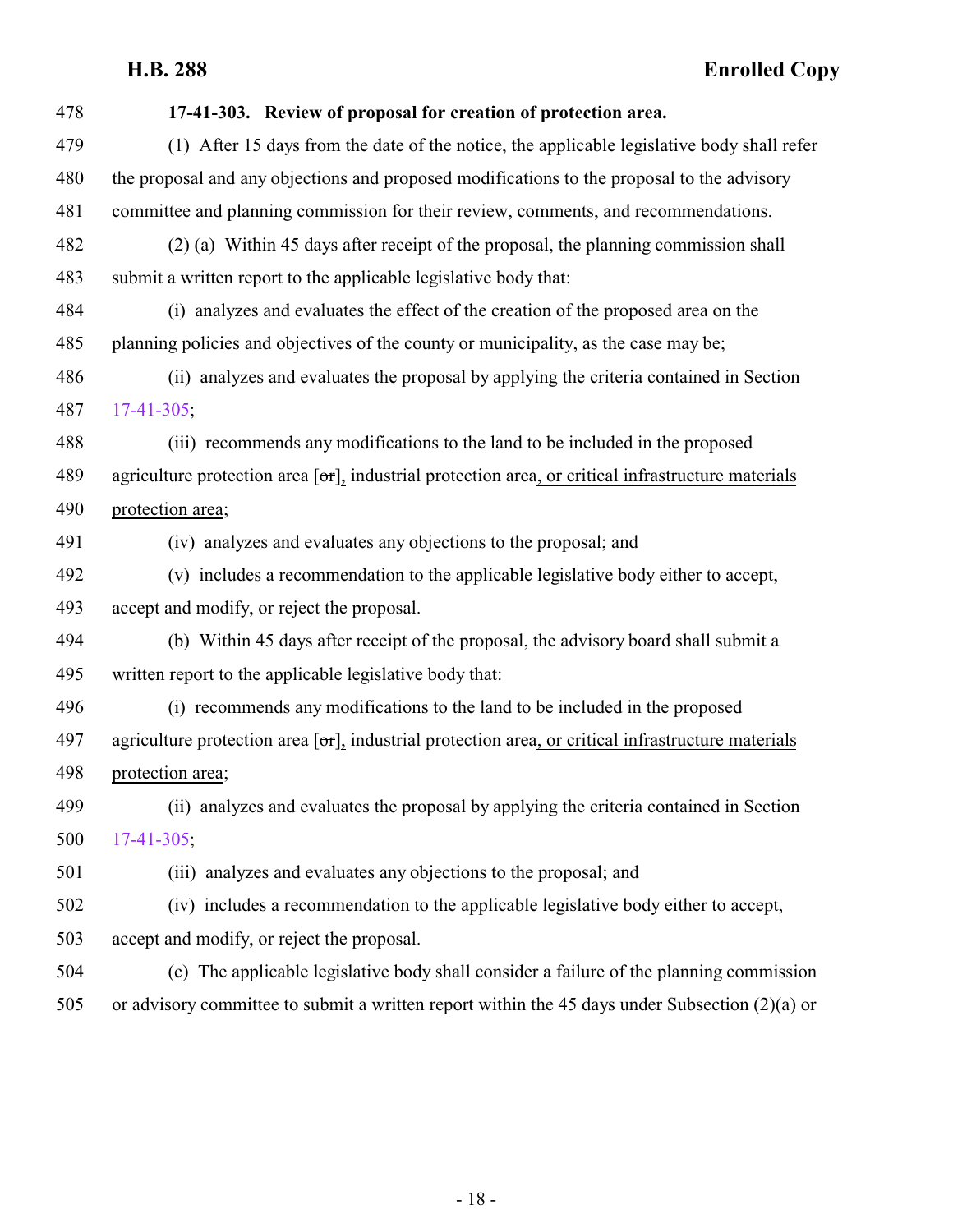**17-41-303. Review of proposal for creation of protection area.**

(1) After 15 days from the date of the notice, the applicable legislative body shall refer the proposal and any objections and proposed modifications to the proposal to the advisory committee and planning commission for their review, comments, and recommendations.

(2) (a) Within 45 days after receipt of the proposal, the planning commission shall submit a written report to the applicable legislative body that:

(i) analyzes and evaluates the effect of the creation of the proposed area on the planning policies and objectives of the county or municipality, as the case may be;

(ii) analyzes and evaluates the proposal by applying the criteria contained in Section 17-41-305;

(iii) recommends any modifications to the land to be included in the proposed agriculture protection area [~~or~~], industrial protection area, or critical infrastructure materials protection area;

(iv) analyzes and evaluates any objections to the proposal; and

(v) includes a recommendation to the applicable legislative body either to accept, accept and modify, or reject the proposal.

(b) Within 45 days after receipt of the proposal, the advisory board shall submit a written report to the applicable legislative body that:

(i) recommends any modifications to the land to be included in the proposed agriculture protection area [~~or~~], industrial protection area, or critical infrastructure materials protection area;

(ii) analyzes and evaluates the proposal by applying the criteria contained in Section 17-41-305;

(iii) analyzes and evaluates any objections to the proposal; and

(iv) includes a recommendation to the applicable legislative body either to accept, accept and modify, or reject the proposal.

(c) The applicable legislative body shall consider a failure of the planning commission or advisory committee to submit a written report within the 45 days under Subsection (2)(a) or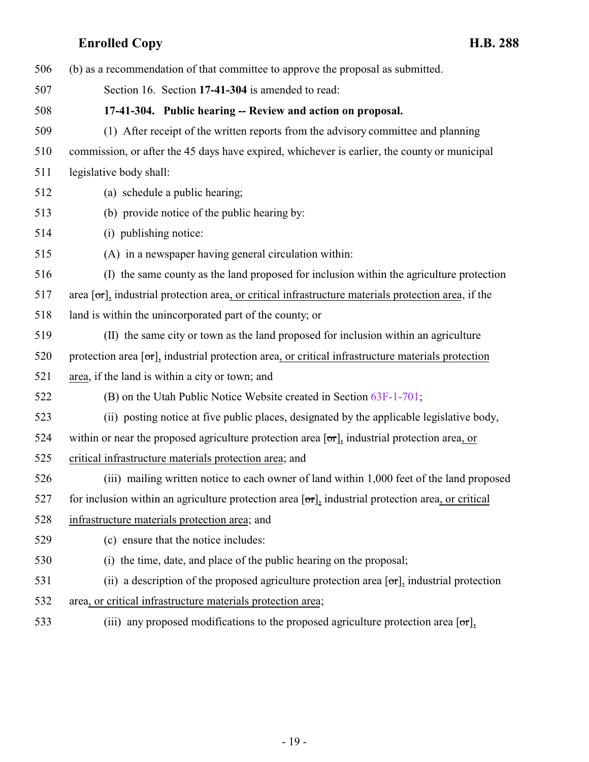506 (b) as a recommendation of that committee to approve the proposal as submitted.

507 Section 16. Section **17-41-304** is amended to read:

508 **17-41-304. Public hearing -- Review and action on proposal.**

509 (1) After receipt of the written reports from the advisory committee and planning

510 commission, or after the 45 days have expired, whichever is earlier, the county or municipal

511 legislative body shall:

512 (a) schedule a public hearing;

513 (b) provide notice of the public hearing by:

514 (i) publishing notice:

515 (A) in a newspaper having general circulation within:

516 (I) the same county as the land proposed for inclusion within the agriculture protection

517 area [~~or~~], industrial protection area, or critical infrastructure materials protection area, if the

518 land is within the unincorporated part of the county; or

519 (II) the same city or town as the land proposed for inclusion within an agriculture

520 protection area [~~or~~], industrial protection area, or critical infrastructure materials protection

521 area, if the land is within a city or town; and

522 (B) on the Utah Public Notice Website created in Section 63F-1-701;

523 (ii) posting notice at five public places, designated by the applicable legislative body,

524 within or near the proposed agriculture protection area [~~or~~], industrial protection area, or

525 critical infrastructure materials protection area; and

526 (iii) mailing written notice to each owner of land within 1,000 feet of the land proposed

527 for inclusion within an agriculture protection area [~~or~~], industrial protection area, or critical

528 infrastructure materials protection area; and

529 (c) ensure that the notice includes:

530 (i) the time, date, and place of the public hearing on the proposal;

531 (ii) a description of the proposed agriculture protection area [~~or~~], industrial protection

532 area, or critical infrastructure materials protection area;

533 (iii) any proposed modifications to the proposed agriculture protection area [~~or~~],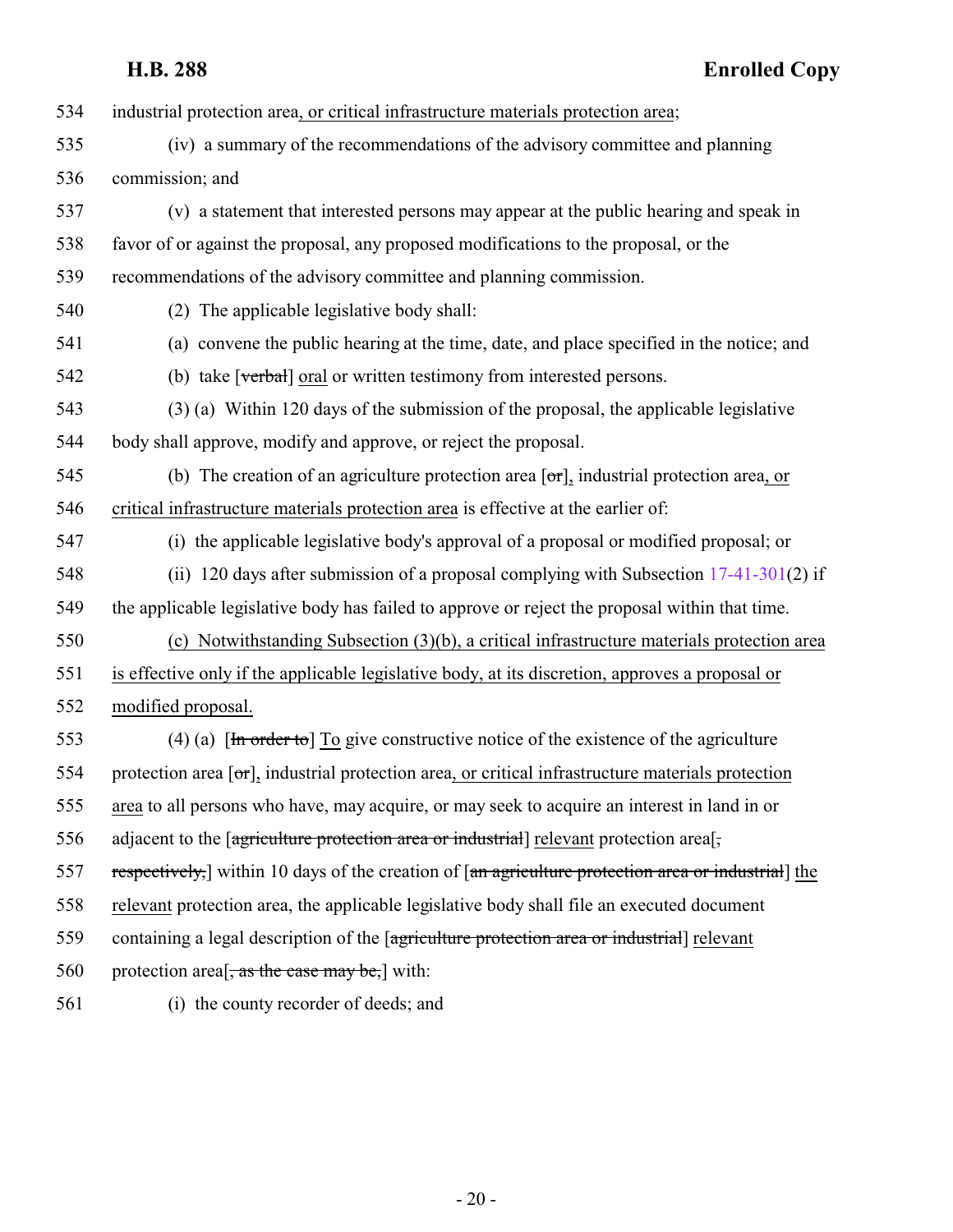534 industrial protection area, or critical infrastructure materials protection area;

535 (iv) a summary of the recommendations of the advisory committee and planning

536 commission; and

537 (v) a statement that interested persons may appear at the public hearing and speak in

538 favor of or against the proposal, any proposed modifications to the proposal, or the

539 recommendations of the advisory committee and planning commission.

540 (2) The applicable legislative body shall:

541 (a) convene the public hearing at the time, date, and place specified in the notice; and

542 (b) take [~~verbal~~] oral or written testimony from interested persons.

543 (3) (a) Within 120 days of the submission of the proposal, the applicable legislative

544 body shall approve, modify and approve, or reject the proposal.

545 (b) The creation of an agriculture protection area [~~or~~], industrial protection area, or

546 critical infrastructure materials protection area is effective at the earlier of:

547 (i) the applicable legislative body's approval of a proposal or modified proposal; or

548 (ii) 120 days after submission of a proposal complying with Subsection 17-41-301(2) if

549 the applicable legislative body has failed to approve or reject the proposal within that time.

550 (c) Notwithstanding Subsection (3)(b), a critical infrastructure materials protection area

551 is effective only if the applicable legislative body, at its discretion, approves a proposal or

552 modified proposal.

553 (4) (a) [~~In order to~~] To give constructive notice of the existence of the agriculture

554 protection area [~~or~~], industrial protection area, or critical infrastructure materials protection

555 area to all persons who have, may acquire, or may seek to acquire an interest in land in or

556 adjacent to the [~~agriculture protection area or industrial~~] relevant protection area[~~,~~

557 ~~respectively,~~] within 10 days of the creation of [~~an agriculture protection area or industrial~~] the

558 relevant protection area, the applicable legislative body shall file an executed document

559 containing a legal description of the [~~agriculture protection area or industrial~~] relevant

560 protection area[~~, as the case may be,~~] with:

561 (i) the county recorder of deeds; and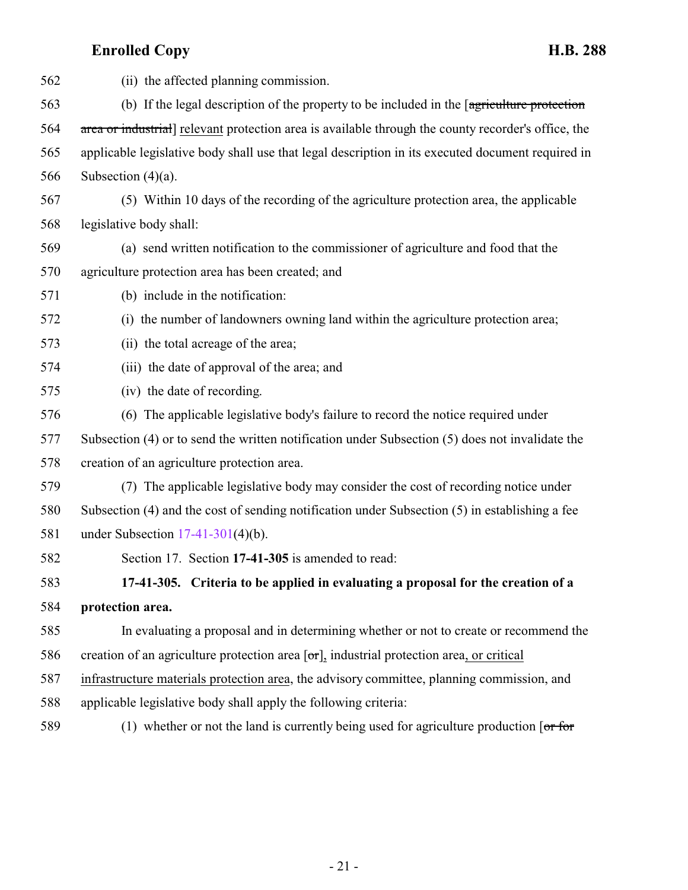562 (ii) the affected planning commission.

563 (b) If the legal description of the property to be included in the [~~agriculture protection~~

564 ~~area or industrial~~] <u>relevant</u> protection area is available through the county recorder's office, the

565 applicable legislative body shall use that legal description in its executed document required in

566 Subsection (4)(a).

567 (5) Within 10 days of the recording of the agriculture protection area, the applicable

568 legislative body shall:

569 (a) send written notification to the commissioner of agriculture and food that the

570 agriculture protection area has been created; and

571 (b) include in the notification:

572 (i) the number of landowners owning land within the agriculture protection area;

573 (ii) the total acreage of the area;

574 (iii) the date of approval of the area; and

575 (iv) the date of recording.

576 (6) The applicable legislative body's failure to record the notice required under

577 Subsection (4) or to send the written notification under Subsection (5) does not invalidate the

578 creation of an agriculture protection area.

579 (7) The applicable legislative body may consider the cost of recording notice under

580 Subsection (4) and the cost of sending notification under Subsection (5) in establishing a fee

581 under Subsection 17-41-301(4)(b).

582 Section 17. Section **17-41-305** is amended to read:

583 **17-41-305. Criteria to be applied in evaluating a proposal for the creation of a**

584 **protection area.**

585 In evaluating a proposal and in determining whether or not to create or recommend the

586 creation of an agriculture protection area [~~or~~]<u>,</u> industrial protection area<u>, or critical</u>

587 <u>infrastructure materials protection area</u>, the advisory committee, planning commission, and

588 applicable legislative body shall apply the following criteria:

589 (1) whether or not the land is currently being used for agriculture production [~~or for~~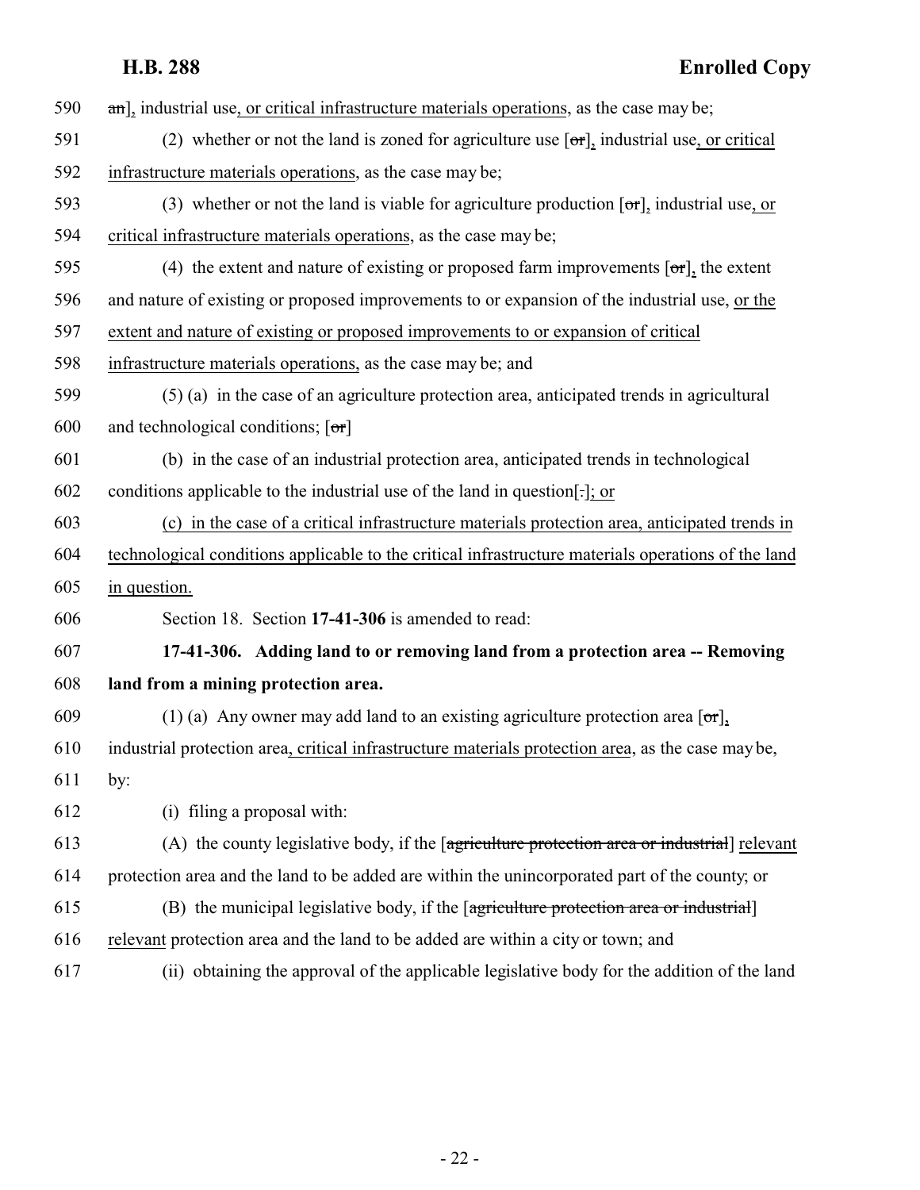590 ~~an~~], industrial use, or critical infrastructure materials operations, as the case may be;

591 (2) whether or not the land is zoned for agriculture use [~~or~~], industrial use, or critical

592 infrastructure materials operations, as the case may be;

593 (3) whether or not the land is viable for agriculture production [~~or~~], industrial use, or

594 critical infrastructure materials operations, as the case may be;

595 (4) the extent and nature of existing or proposed farm improvements [~~or~~], the extent

596 and nature of existing or proposed improvements to or expansion of the industrial use, or the

597 extent and nature of existing or proposed improvements to or expansion of critical

598 infrastructure materials operations, as the case may be; and

599 (5) (a) in the case of an agriculture protection area, anticipated trends in agricultural

600 and technological conditions; [~~or~~]

601 (b) in the case of an industrial protection area, anticipated trends in technological

602 conditions applicable to the industrial use of the land in question[~~.~~]; or

603 (c) in the case of a critical infrastructure materials protection area, anticipated trends in

604 technological conditions applicable to the critical infrastructure materials operations of the land

605 in question.

606 Section 18. Section **17-41-306** is amended to read:

607 **17-41-306. Adding land to or removing land from a protection area -- Removing**

608 **land from a mining protection area.**

609 (1) (a) Any owner may add land to an existing agriculture protection area [~~or~~],

610 industrial protection area, critical infrastructure materials protection area, as the case may be,

611 by:

612 (i) filing a proposal with:

613 (A) the county legislative body, if the [~~agriculture protection area or industrial~~] relevant

614 protection area and the land to be added are within the unincorporated part of the county; or

615 (B) the municipal legislative body, if the [~~agriculture protection area or industrial~~]

616 relevant protection area and the land to be added are within a city or town; and

617 (ii) obtaining the approval of the applicable legislative body for the addition of the land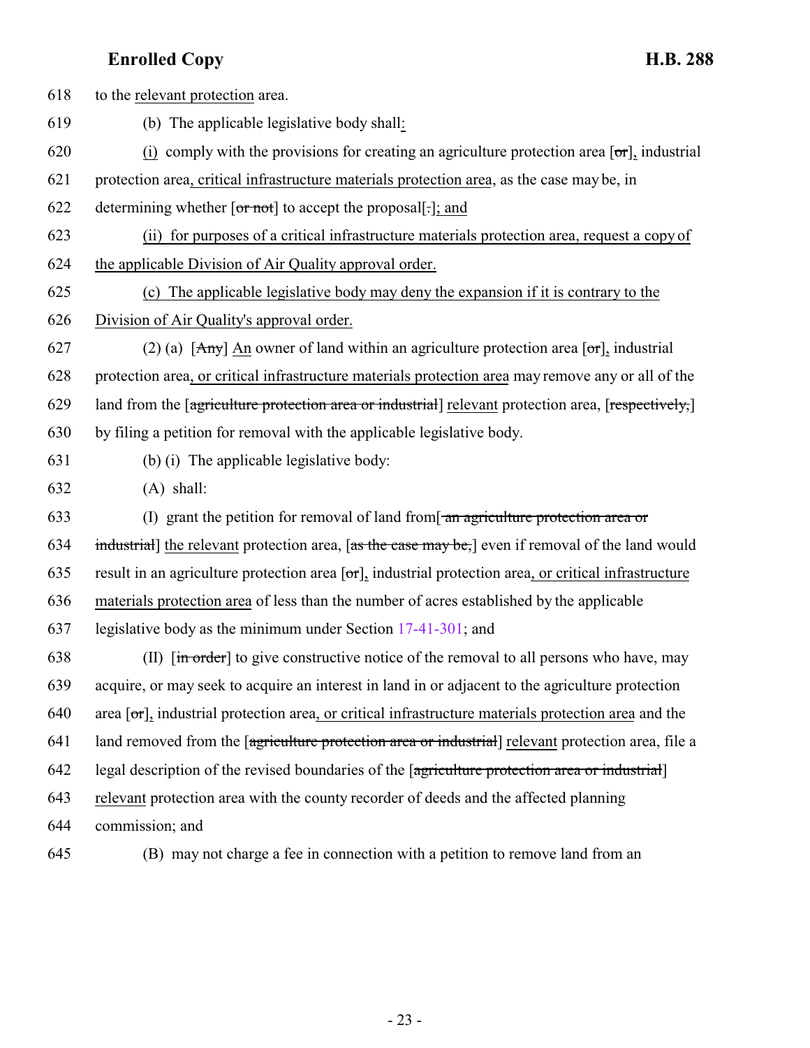618 to the relevant protection area.

619 (b) The applicable legislative body shall:

620 (i) comply with the provisions for creating an agriculture protection area [or], industrial

621 protection area, critical infrastructure materials protection area, as the case may be, in

622 determining whether [or not] to accept the proposal[.]; and

623 (ii) for purposes of a critical infrastructure materials protection area, request a copy of

624 the applicable Division of Air Quality approval order.

625 (c) The applicable legislative body may deny the expansion if it is contrary to the

626 Division of Air Quality's approval order.

627 (2) (a) [Any] An owner of land within an agriculture protection area [or], industrial

628 protection area, or critical infrastructure materials protection area may remove any or all of the

629 land from the [agriculture protection area or industrial] relevant protection area, [respectively,]

630 by filing a petition for removal with the applicable legislative body.

631 (b) (i) The applicable legislative body:

632 (A) shall:

633 (I) grant the petition for removal of land from[ an agriculture protection area or

634 industrial] the relevant protection area, [as the case may be,] even if removal of the land would

635 result in an agriculture protection area [or], industrial protection area, or critical infrastructure

636 materials protection area of less than the number of acres established by the applicable

637 legislative body as the minimum under Section 17-41-301; and

638 (II) [in order] to give constructive notice of the removal to all persons who have, may

639 acquire, or may seek to acquire an interest in land in or adjacent to the agriculture protection

640 area [or], industrial protection area, or critical infrastructure materials protection area and the

641 land removed from the [agriculture protection area or industrial] relevant protection area, file a

642 legal description of the revised boundaries of the [agriculture protection area or industrial]

643 relevant protection area with the county recorder of deeds and the affected planning

644 commission; and

645 (B) may not charge a fee in connection with a petition to remove land from an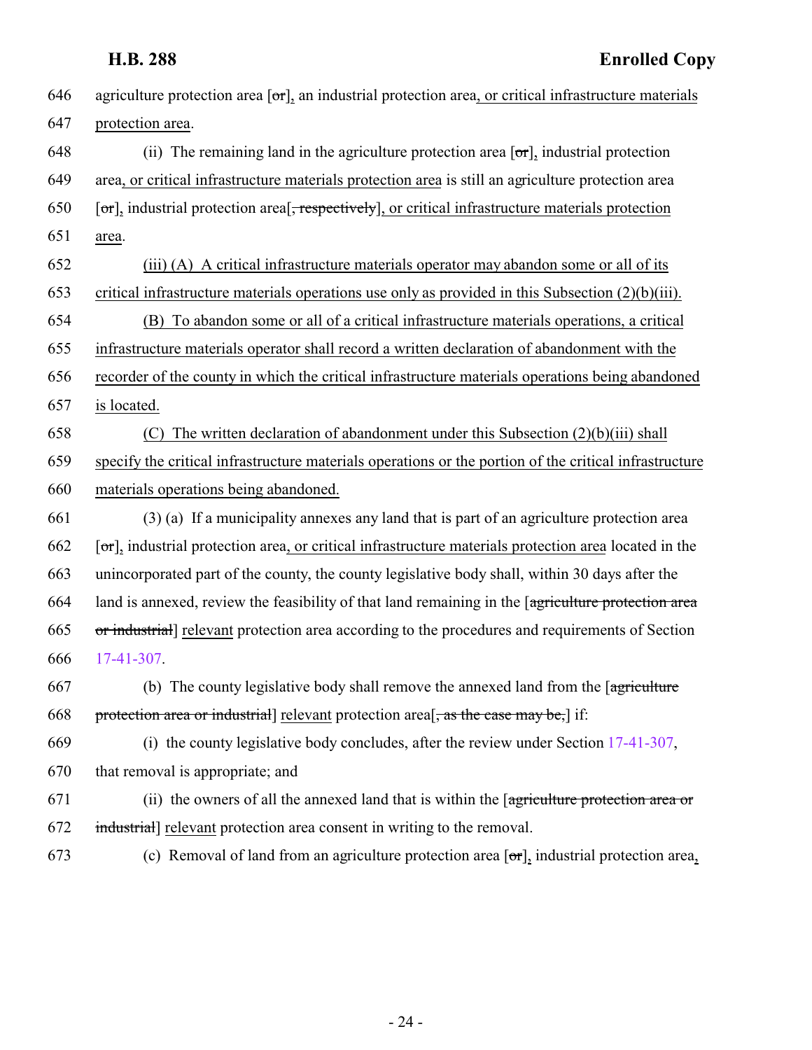646 agriculture protection area [or], an industrial protection area, or critical infrastructure materials
647 protection area.

648 (ii) The remaining land in the agriculture protection area [or], industrial protection
649 area, or critical infrastructure materials protection area is still an agriculture protection area
650 [or], industrial protection area[, respectively], or critical infrastructure materials protection
651 area.

652 (iii) (A) A critical infrastructure materials operator may abandon some or all of its
653 critical infrastructure materials operations use only as provided in this Subsection (2)(b)(iii).

654 (B) To abandon some or all of a critical infrastructure materials operations, a critical
655 infrastructure materials operator shall record a written declaration of abandonment with the
656 recorder of the county in which the critical infrastructure materials operations being abandoned
657 is located.

658 (C) The written declaration of abandonment under this Subsection (2)(b)(iii) shall
659 specify the critical infrastructure materials operations or the portion of the critical infrastructure
660 materials operations being abandoned.

661 (3) (a) If a municipality annexes any land that is part of an agriculture protection area
662 [or], industrial protection area, or critical infrastructure materials protection area located in the
663 unincorporated part of the county, the county legislative body shall, within 30 days after the
664 land is annexed, review the feasibility of that land remaining in the [agriculture protection area
665 or industrial] relevant protection area according to the procedures and requirements of Section
666 17-41-307.

667 (b) The county legislative body shall remove the annexed land from the [agriculture
668 protection area or industrial] relevant protection area[, as the case may be,] if:

669 (i) the county legislative body concludes, after the review under Section 17-41-307,
670 that removal is appropriate; and

671 (ii) the owners of all the annexed land that is within the [agriculture protection area or
672 industrial] relevant protection area consent in writing to the removal.

673 (c) Removal of land from an agriculture protection area [or], industrial protection area,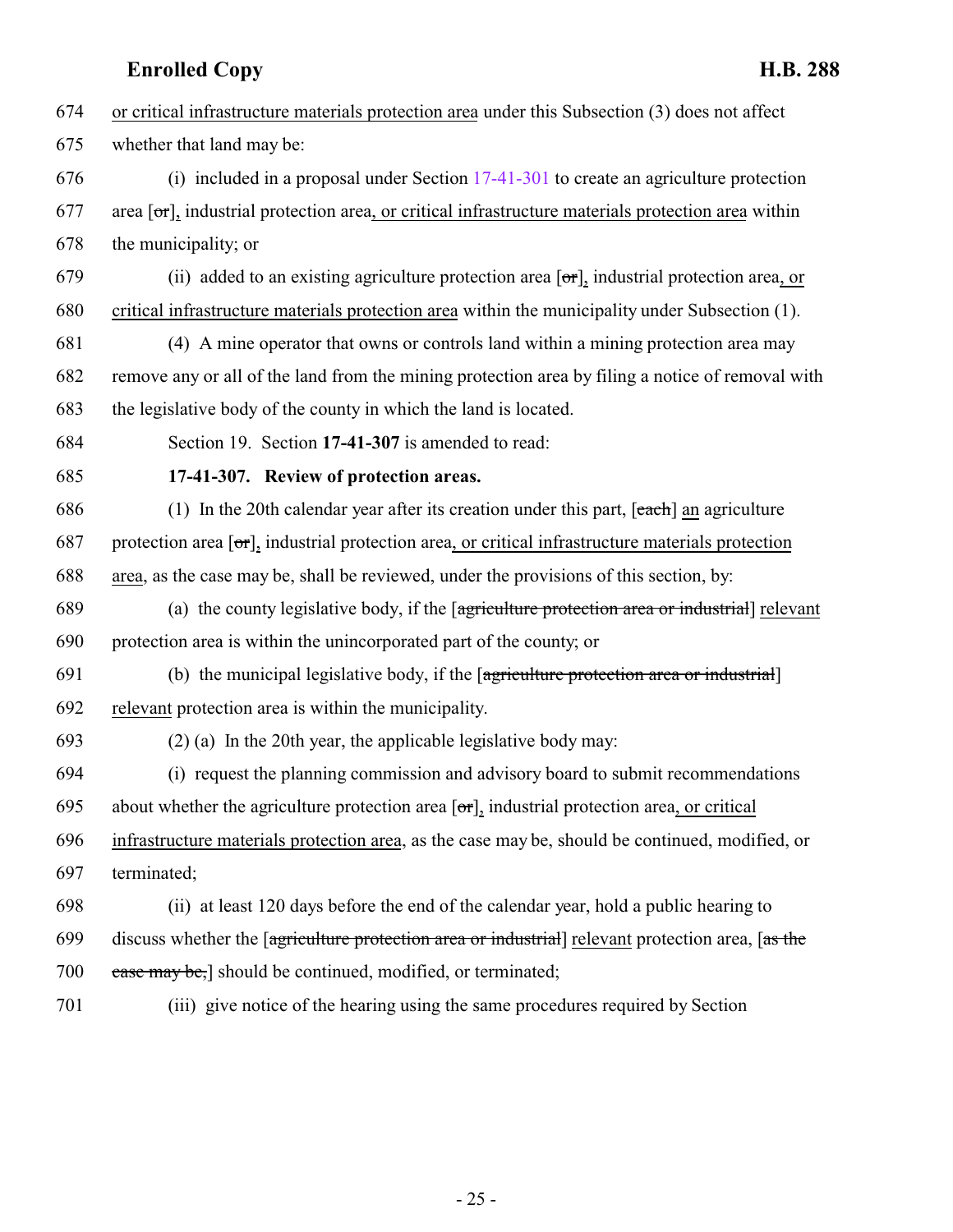674 or critical infrastructure materials protection area under this Subsection (3) does not affect
675 whether that land may be:

676 (i) included in a proposal under Section 17-41-301 to create an agriculture protection
677 area [or], industrial protection area, or critical infrastructure materials protection area within
678 the municipality; or

679 (ii) added to an existing agriculture protection area [or], industrial protection area, or
680 critical infrastructure materials protection area within the municipality under Subsection (1).

681 (4) A mine operator that owns or controls land within a mining protection area may
682 remove any or all of the land from the mining protection area by filing a notice of removal with
683 the legislative body of the county in which the land is located.

684 Section 19. Section **17-41-307** is amended to read:

685 **17-41-307. Review of protection areas.**

686 (1) In the 20th calendar year after its creation under this part, [each] an agriculture
687 protection area [or], industrial protection area, or critical infrastructure materials protection
688 area, as the case may be, shall be reviewed, under the provisions of this section, by:

689 (a) the county legislative body, if the [agriculture protection area or industrial] relevant
690 protection area is within the unincorporated part of the county; or

691 (b) the municipal legislative body, if the [agriculture protection area or industrial]
692 relevant protection area is within the municipality.

693 (2) (a) In the 20th year, the applicable legislative body may:

694 (i) request the planning commission and advisory board to submit recommendations
695 about whether the agriculture protection area [or], industrial protection area, or critical
696 infrastructure materials protection area, as the case may be, should be continued, modified, or
697 terminated;

698 (ii) at least 120 days before the end of the calendar year, hold a public hearing to
699 discuss whether the [agriculture protection area or industrial] relevant protection area, [as the
700 case may be,] should be continued, modified, or terminated;

701 (iii) give notice of the hearing using the same procedures required by Section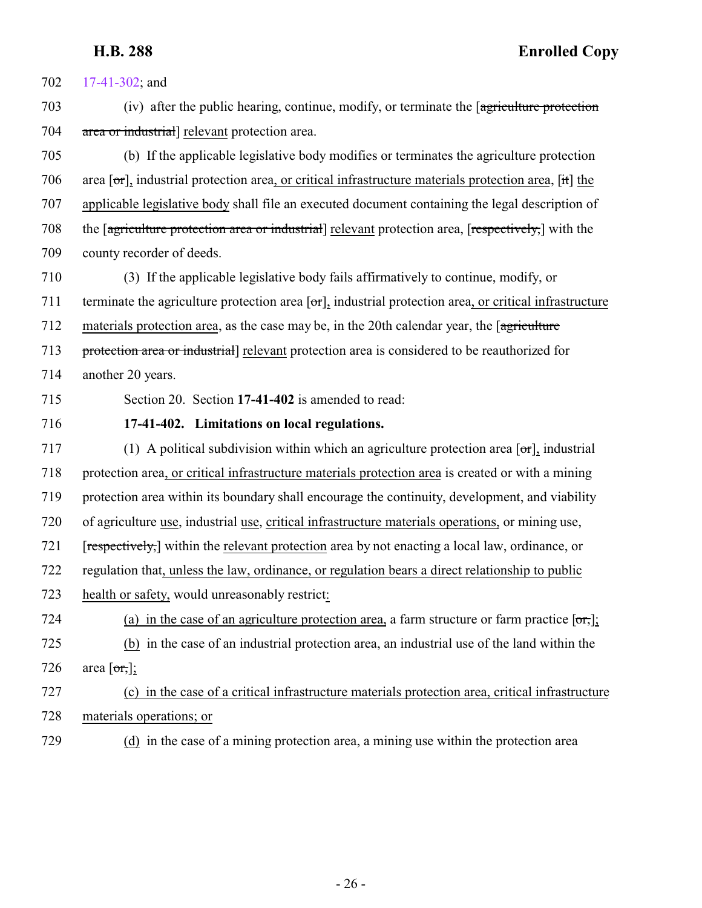702 17-41-302; and

703 (iv) after the public hearing, continue, modify, or terminate the [~~agriculture protection~~

704 ~~area or industrial~~] relevant protection area.

705 (b) If the applicable legislative body modifies or terminates the agriculture protection

706 area [~~or~~], industrial protection area, or critical infrastructure materials protection area, [~~it~~] the

707 applicable legislative body shall file an executed document containing the legal description of

708 the [~~agriculture protection area or industrial~~] relevant protection area, [~~respectively,~~] with the

709 county recorder of deeds.

710 (3) If the applicable legislative body fails affirmatively to continue, modify, or

711 terminate the agriculture protection area [~~or~~], industrial protection area, or critical infrastructure

712 materials protection area, as the case may be, in the 20th calendar year, the [~~agriculture~~

713 ~~protection area or industrial~~] relevant protection area is considered to be reauthorized for

714 another 20 years.

715 Section 20. Section **17-41-402** is amended to read:

716 **17-41-402. Limitations on local regulations.**

717 (1) A political subdivision within which an agriculture protection area [~~or~~], industrial

718 protection area, or critical infrastructure materials protection area is created or with a mining

719 protection area within its boundary shall encourage the continuity, development, and viability

720 of agriculture use, industrial use, critical infrastructure materials operations, or mining use,

721 [~~respectively,~~] within the relevant protection area by not enacting a local law, ordinance, or

722 regulation that, unless the law, ordinance, or regulation bears a direct relationship to public

723 health or safety, would unreasonably restrict:

724 (a) in the case of an agriculture protection area, a farm structure or farm practice [~~or,~~];

725 (b) in the case of an industrial protection area, an industrial use of the land within the

726 area [~~or,~~];

727 (c) in the case of a critical infrastructure materials protection area, critical infrastructure

728 materials operations; or

729 (d) in the case of a mining protection area, a mining use within the protection area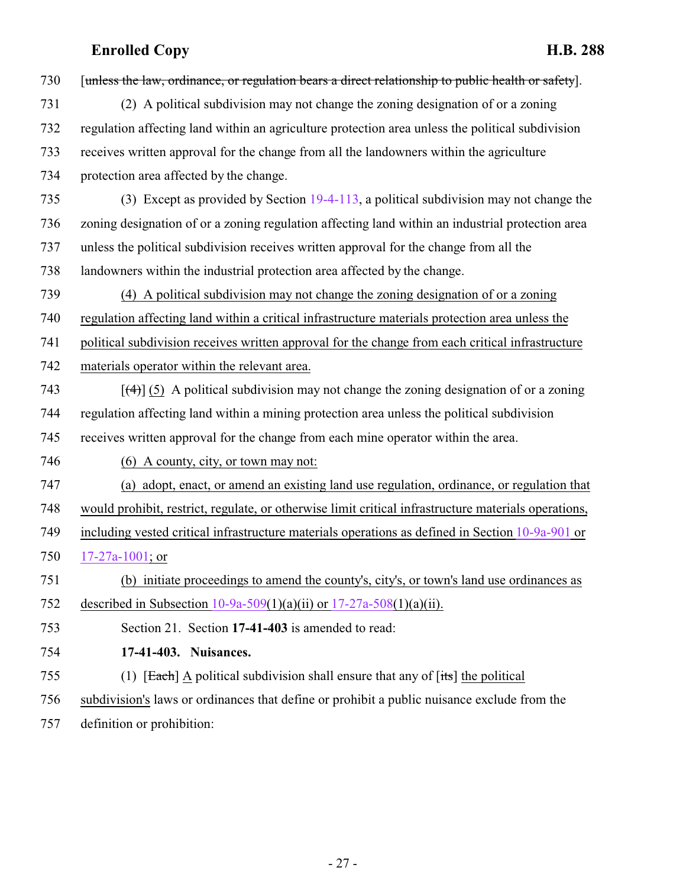[~~unless the law, ordinance, or regulation bears a direct relationship to public health or safety~~].

(2) A political subdivision may not change the zoning designation of or a zoning regulation affecting land within an agriculture protection area unless the political subdivision receives written approval for the change from all the landowners within the agriculture protection area affected by the change.

(3) Except as provided by Section 19-4-113, a political subdivision may not change the zoning designation of or a zoning regulation affecting land within an industrial protection area unless the political subdivision receives written approval for the change from all the landowners within the industrial protection area affected by the change.

<u>(4) A political subdivision may not change the zoning designation of or a zoning regulation affecting land within a critical infrastructure materials protection area unless the political subdivision receives written approval for the change from each critical infrastructure materials operator within the relevant area.</u>

[~~(4)~~] <u>(5)</u> A political subdivision may not change the zoning designation of or a zoning regulation affecting land within a mining protection area unless the political subdivision receives written approval for the change from each mine operator within the area.

<u>(6) A county, city, or town may not:</u>

<u>(a) adopt, enact, or amend an existing land use regulation, ordinance, or regulation that would prohibit, restrict, regulate, or otherwise limit critical infrastructure materials operations, including vested critical infrastructure materials operations as defined in Section 10-9a-901 or 17-27a-1001; or</u>

<u>(b) initiate proceedings to amend the county's, city's, or town's land use ordinances as described in Subsection 10-9a-509(1)(a)(ii) or 17-27a-508(1)(a)(ii).</u>

Section 21. Section **17-41-403** is amended to read:

**17-41-403. Nuisances.**

(1) [~~Each~~] <u>A</u> political subdivision shall ensure that any of [~~its~~] <u>the political subdivision's</u> laws or ordinances that define or prohibit a public nuisance exclude from the definition or prohibition: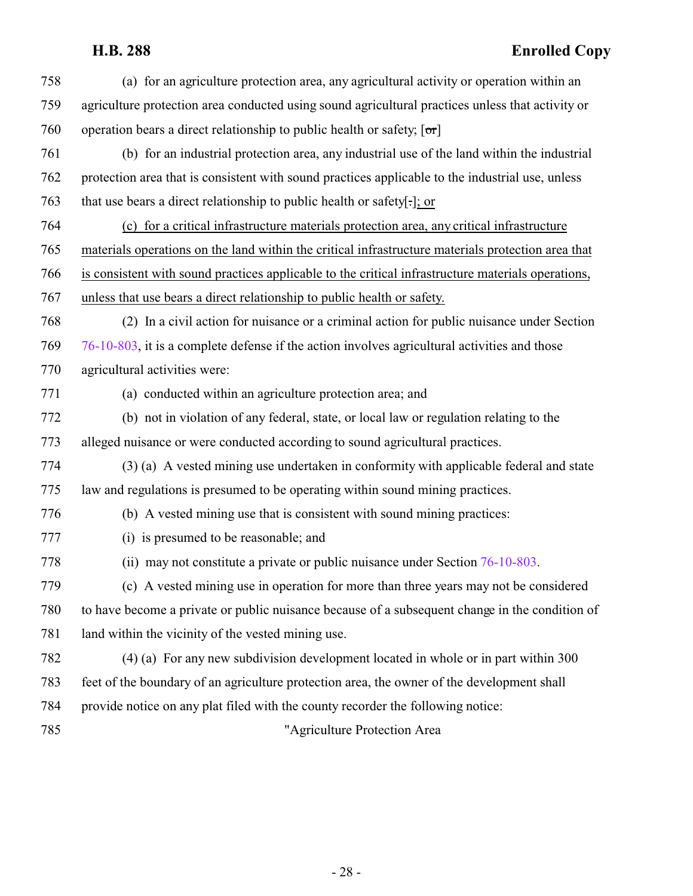(a) for an agriculture protection area, any agricultural activity or operation within an agriculture protection area conducted using sound agricultural practices unless that activity or operation bears a direct relationship to public health or safety; [~~or~~]

(b) for an industrial protection area, any industrial use of the land within the industrial protection area that is consistent with sound practices applicable to the industrial use, unless that use bears a direct relationship to public health or safety[~~.~~]; or

(c) for a critical infrastructure materials protection area, any critical infrastructure materials operations on the land within the critical infrastructure materials protection area that is consistent with sound practices applicable to the critical infrastructure materials operations, unless that use bears a direct relationship to public health or safety.

(2) In a civil action for nuisance or a criminal action for public nuisance under Section 76-10-803, it is a complete defense if the action involves agricultural activities and those agricultural activities were:

(a) conducted within an agriculture protection area; and

(b) not in violation of any federal, state, or local law or regulation relating to the alleged nuisance or were conducted according to sound agricultural practices.

(3) (a) A vested mining use undertaken in conformity with applicable federal and state law and regulations is presumed to be operating within sound mining practices.

(b) A vested mining use that is consistent with sound mining practices:

(i) is presumed to be reasonable; and

(ii) may not constitute a private or public nuisance under Section 76-10-803.

(c) A vested mining use in operation for more than three years may not be considered to have become a private or public nuisance because of a subsequent change in the condition of land within the vicinity of the vested mining use.

(4) (a) For any new subdivision development located in whole or in part within 300 feet of the boundary of an agriculture protection area, the owner of the development shall provide notice on any plat filed with the county recorder the following notice:

"Agriculture Protection Area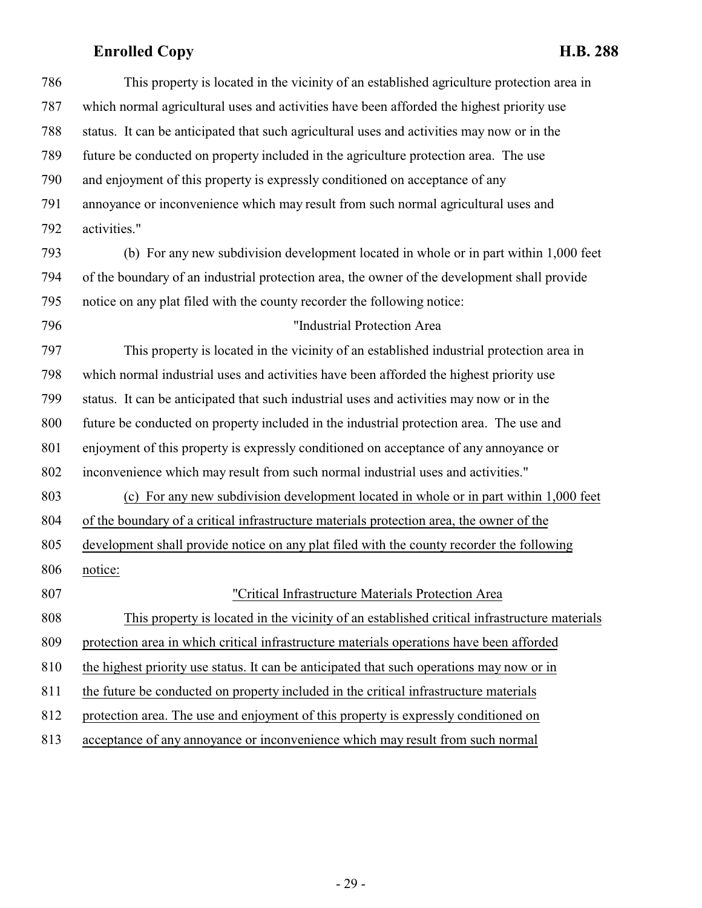This property is located in the vicinity of an established agriculture protection area in which normal agricultural uses and activities have been afforded the highest priority use status. It can be anticipated that such agricultural uses and activities may now or in the future be conducted on property included in the agriculture protection area. The use and enjoyment of this property is expressly conditioned on acceptance of any annoyance or inconvenience which may result from such normal agricultural uses and activities."

(b) For any new subdivision development located in whole or in part within 1,000 feet of the boundary of an industrial protection area, the owner of the development shall provide notice on any plat filed with the county recorder the following notice:

"Industrial Protection Area

This property is located in the vicinity of an established industrial protection area in which normal industrial uses and activities have been afforded the highest priority use status. It can be anticipated that such industrial uses and activities may now or in the future be conducted on property included in the industrial protection area. The use and enjoyment of this property is expressly conditioned on acceptance of any annoyance or inconvenience which may result from such normal industrial uses and activities."

(c) For any new subdivision development located in whole or in part within 1,000 feet of the boundary of a critical infrastructure materials protection area, the owner of the development shall provide notice on any plat filed with the county recorder the following notice:

"Critical Infrastructure Materials Protection Area

This property is located in the vicinity of an established critical infrastructure materials protection area in which critical infrastructure materials operations have been afforded the highest priority use status. It can be anticipated that such operations may now or in the future be conducted on property included in the critical infrastructure materials protection area. The use and enjoyment of this property is expressly conditioned on acceptance of any annoyance or inconvenience which may result from such normal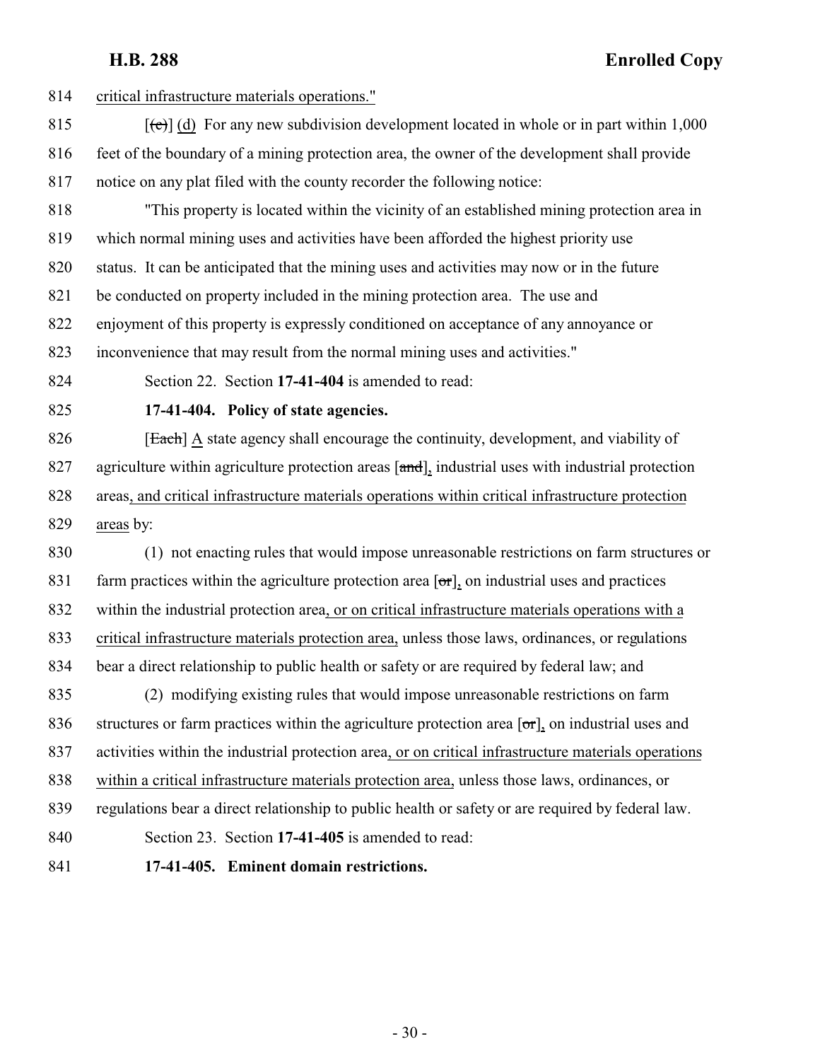814 critical infrastructure materials operations."

815 [~~(c)~~] (d) For any new subdivision development located in whole or in part within 1,000
816 feet of the boundary of a mining protection area, the owner of the development shall provide
817 notice on any plat filed with the county recorder the following notice:

818 "This property is located within the vicinity of an established mining protection area in
819 which normal mining uses and activities have been afforded the highest priority use
820 status. It can be anticipated that the mining uses and activities may now or in the future
821 be conducted on property included in the mining protection area. The use and
822 enjoyment of this property is expressly conditioned on acceptance of any annoyance or
823 inconvenience that may result from the normal mining uses and activities."

824 Section 22. Section **17-41-404** is amended to read:

825 **17-41-404. Policy of state agencies.**

826 [~~Each~~] A state agency shall encourage the continuity, development, and viability of
827 agriculture within agriculture protection areas [~~and~~], industrial uses with industrial protection
828 areas, and critical infrastructure materials operations within critical infrastructure protection
829 areas by:

830 (1) not enacting rules that would impose unreasonable restrictions on farm structures or
831 farm practices within the agriculture protection area [~~or~~], on industrial uses and practices
832 within the industrial protection area, or on critical infrastructure materials operations with a
833 critical infrastructure materials protection area, unless those laws, ordinances, or regulations
834 bear a direct relationship to public health or safety or are required by federal law; and

835 (2) modifying existing rules that would impose unreasonable restrictions on farm
836 structures or farm practices within the agriculture protection area [~~or~~], on industrial uses and
837 activities within the industrial protection area, or on critical infrastructure materials operations
838 within a critical infrastructure materials protection area, unless those laws, ordinances, or
839 regulations bear a direct relationship to public health or safety or are required by federal law.

840 Section 23. Section **17-41-405** is amended to read:

841 **17-41-405. Eminent domain restrictions.**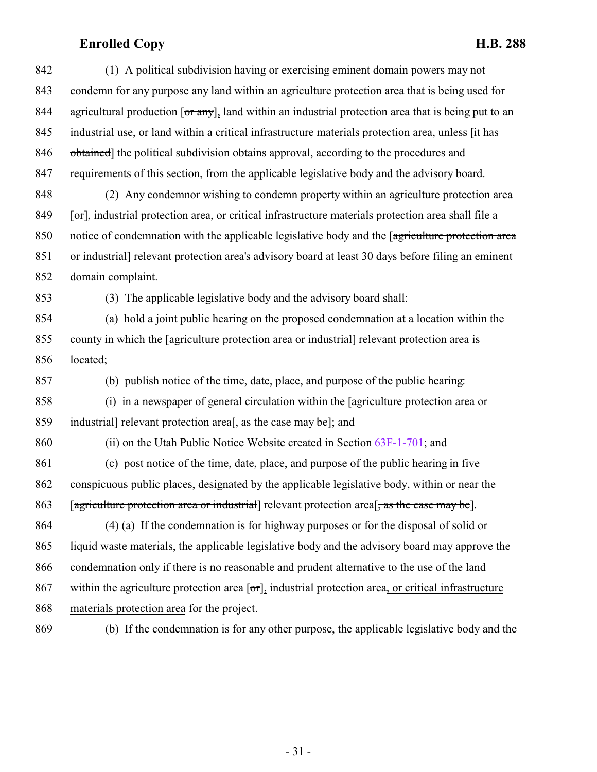842 (1) A political subdivision having or exercising eminent domain powers may not
843 condemn for any purpose any land within an agriculture protection area that is being used for
844 agricultural production [~~or any~~], land within an industrial protection area that is being put to an
845 industrial use, or land within a critical infrastructure materials protection area, unless [~~it has~~
846 ~~obtained~~] the political subdivision obtains approval, according to the procedures and
847 requirements of this section, from the applicable legislative body and the advisory board.

848 (2) Any condemnor wishing to condemn property within an agriculture protection area
849 [~~or~~], industrial protection area, or critical infrastructure materials protection area shall file a
850 notice of condemnation with the applicable legislative body and the [~~agriculture protection area~~
851 ~~or industrial~~] relevant protection area's advisory board at least 30 days before filing an eminent
852 domain complaint.

853 (3) The applicable legislative body and the advisory board shall:

854 (a) hold a joint public hearing on the proposed condemnation at a location within the
855 county in which the [~~agriculture protection area or industrial~~] relevant protection area is
856 located;

857 (b) publish notice of the time, date, place, and purpose of the public hearing:

858 (i) in a newspaper of general circulation within the [~~agriculture protection area or~~
859 ~~industrial~~] relevant protection area[~~, as the case may be~~]; and

860 (ii) on the Utah Public Notice Website created in Section 63F-1-701; and

861 (c) post notice of the time, date, place, and purpose of the public hearing in five
862 conspicuous public places, designated by the applicable legislative body, within or near the
863 [~~agriculture protection area or industrial~~] relevant protection area[~~, as the case may be~~].

864 (4) (a) If the condemnation is for highway purposes or for the disposal of solid or
865 liquid waste materials, the applicable legislative body and the advisory board may approve the
866 condemnation only if there is no reasonable and prudent alternative to the use of the land
867 within the agriculture protection area [~~or~~], industrial protection area, or critical infrastructure
868 materials protection area for the project.

869 (b) If the condemnation is for any other purpose, the applicable legislative body and the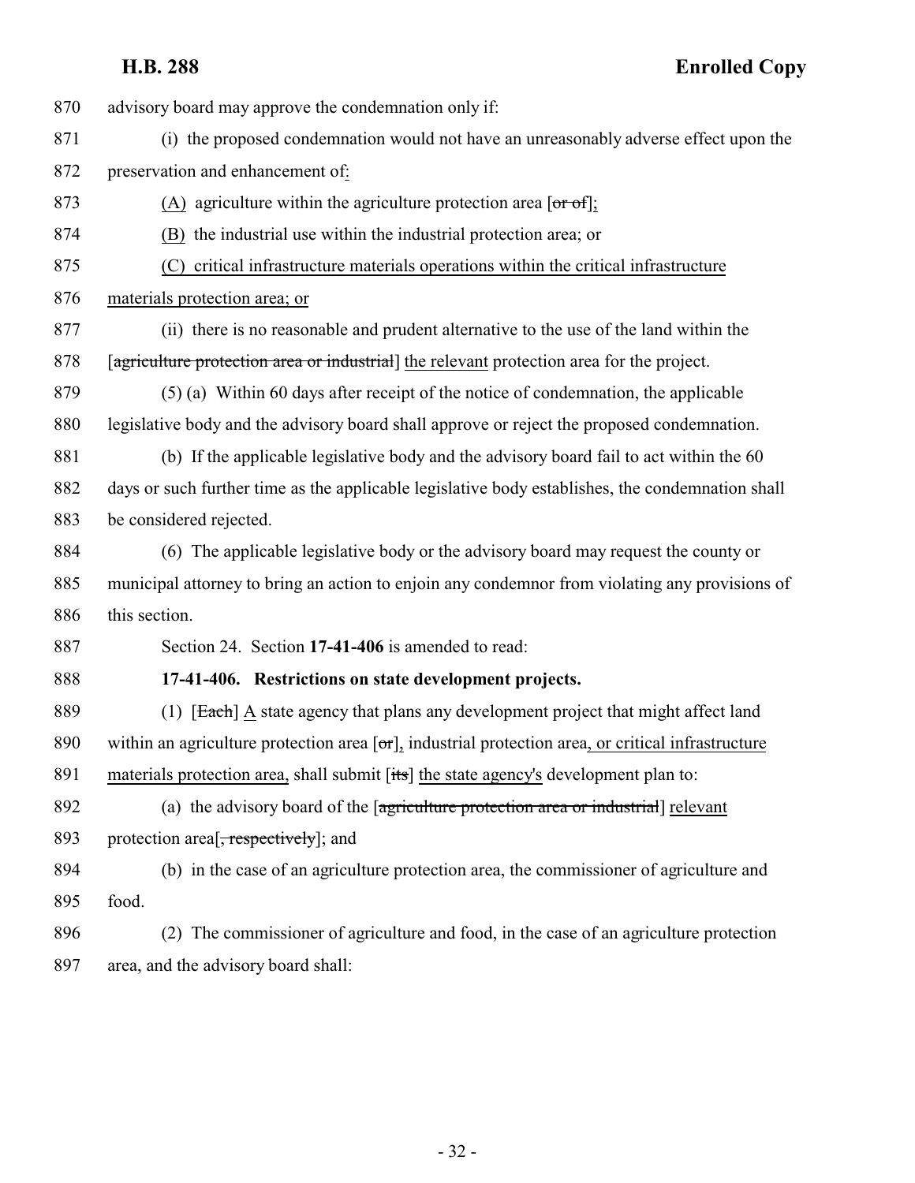870 advisory board may approve the condemnation only if:

871 (i) the proposed condemnation would not have an unreasonably adverse effect upon the

872 preservation and enhancement of:

873 (A) agriculture within the agriculture protection area [~~or of~~];

874 (B) the industrial use within the industrial protection area; or

875 (C) critical infrastructure materials operations within the critical infrastructure

876 materials protection area; or

877 (ii) there is no reasonable and prudent alternative to the use of the land within the

878 [~~agriculture protection area or industrial~~] the relevant protection area for the project.

879 (5) (a) Within 60 days after receipt of the notice of condemnation, the applicable

880 legislative body and the advisory board shall approve or reject the proposed condemnation.

881 (b) If the applicable legislative body and the advisory board fail to act within the 60

882 days or such further time as the applicable legislative body establishes, the condemnation shall

883 be considered rejected.

884 (6) The applicable legislative body or the advisory board may request the county or

885 municipal attorney to bring an action to enjoin any condemnor from violating any provisions of

886 this section.

887 Section 24. Section **17-41-406** is amended to read:

888 **17-41-406. Restrictions on state development projects.**

889 (1) [~~Each~~] A state agency that plans any development project that might affect land

890 within an agriculture protection area [~~or~~], industrial protection area, or critical infrastructure

891 materials protection area, shall submit [~~its~~] the state agency's development plan to:

892 (a) the advisory board of the [~~agriculture protection area or industrial~~] relevant

893 protection area[~~, respectively~~]; and

894 (b) in the case of an agriculture protection area, the commissioner of agriculture and

895 food.

896 (2) The commissioner of agriculture and food, in the case of an agriculture protection

897 area, and the advisory board shall: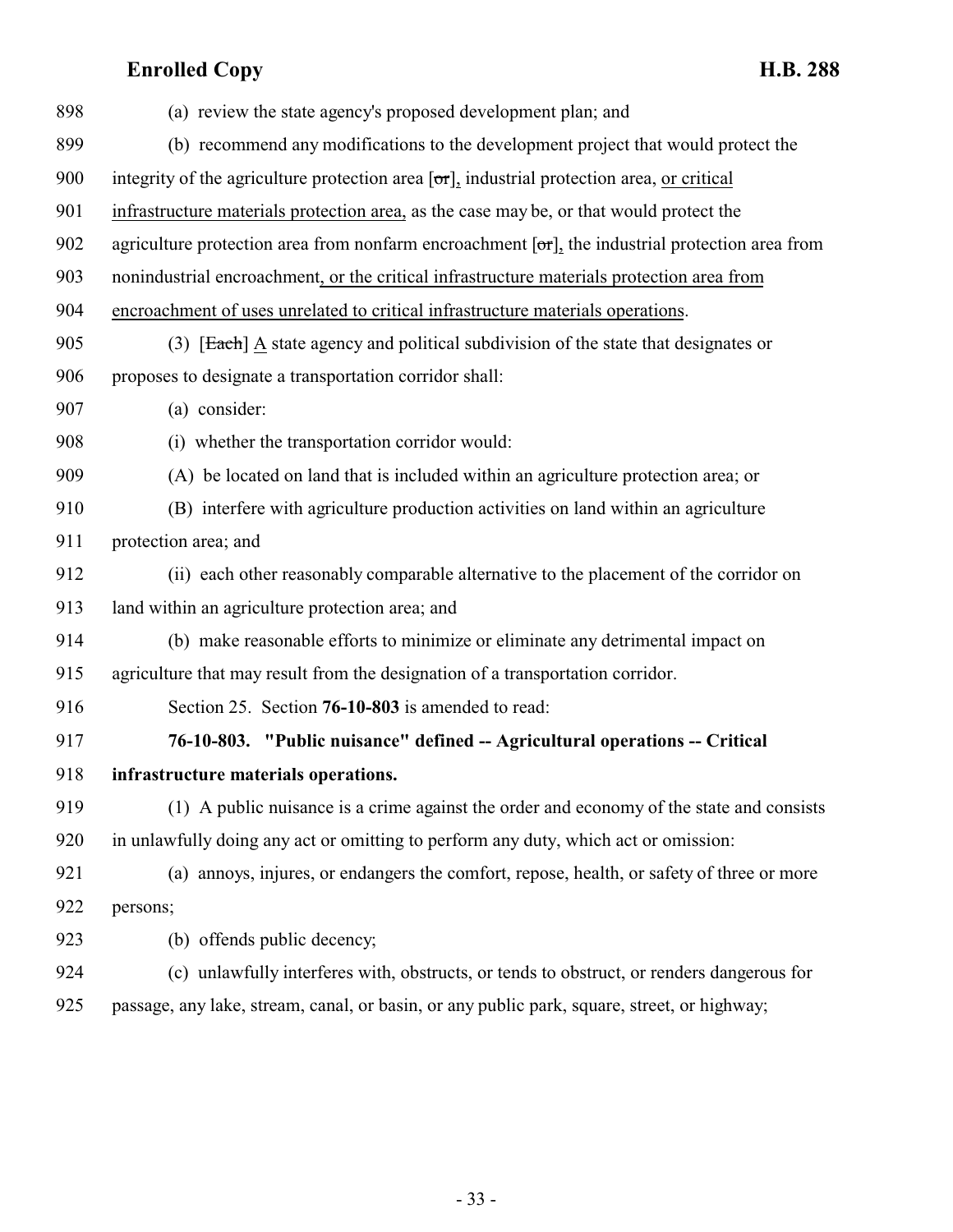898 (a) review the state agency's proposed development plan; and

899 (b) recommend any modifications to the development project that would protect the

900 integrity of the agriculture protection area [~~or~~], industrial protection area, <u>or critical</u>

901 <u>infrastructure materials protection area,</u> as the case may be, or that would protect the

902 agriculture protection area from nonfarm encroachment [~~or~~], the industrial protection area from

903 nonindustrial encroachment<u>, or the critical infrastructure materials protection area from</u>

904 <u>encroachment of uses unrelated to critical infrastructure materials operations</u>.

905 (3) [~~Each~~] <u>A</u> state agency and political subdivision of the state that designates or

906 proposes to designate a transportation corridor shall:

907 (a) consider:

908 (i) whether the transportation corridor would:

909 (A) be located on land that is included within an agriculture protection area; or

910 (B) interfere with agriculture production activities on land within an agriculture

911 protection area; and

912 (ii) each other reasonably comparable alternative to the placement of the corridor on

913 land within an agriculture protection area; and

914 (b) make reasonable efforts to minimize or eliminate any detrimental impact on

915 agriculture that may result from the designation of a transportation corridor.

916 Section 25. Section **76-10-803** is amended to read:

917 **76-10-803. "Public nuisance" defined -- Agricultural operations -- Critical**

918 **infrastructure materials operations.**

919 (1) A public nuisance is a crime against the order and economy of the state and consists

920 in unlawfully doing any act or omitting to perform any duty, which act or omission:

921 (a) annoys, injures, or endangers the comfort, repose, health, or safety of three or more

922 persons;

923 (b) offends public decency;

924 (c) unlawfully interferes with, obstructs, or tends to obstruct, or renders dangerous for

925 passage, any lake, stream, canal, or basin, or any public park, square, street, or highway;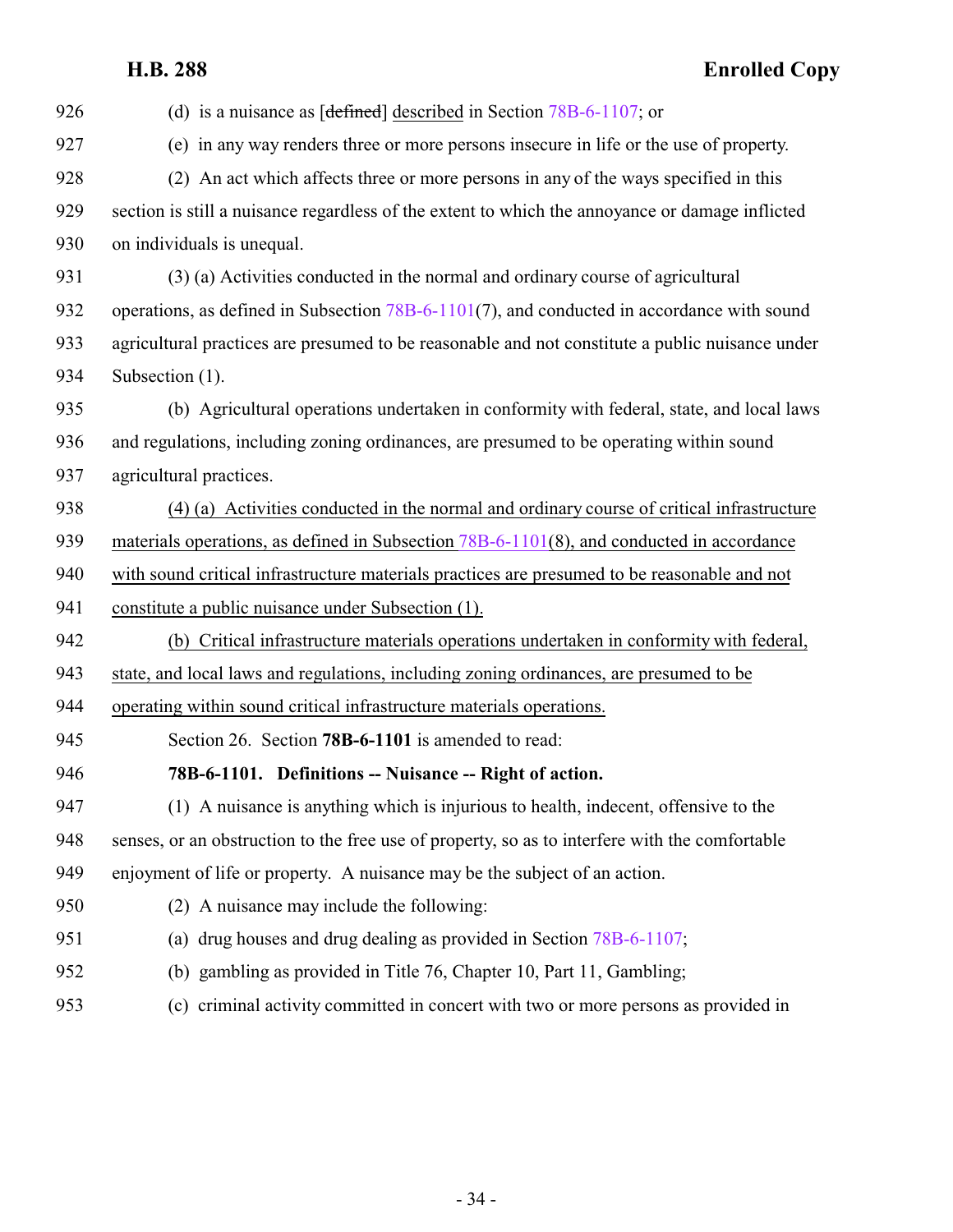926 (d) is a nuisance as [~~defined~~] <u>described</u> in Section 78B-6-1107; or

927 (e) in any way renders three or more persons insecure in life or the use of property.

928 (2) An act which affects three or more persons in any of the ways specified in this
929 section is still a nuisance regardless of the extent to which the annoyance or damage inflicted
930 on individuals is unequal.

931 (3) (a) Activities conducted in the normal and ordinary course of agricultural
932 operations, as defined in Subsection 78B-6-1101(7), and conducted in accordance with sound
933 agricultural practices are presumed to be reasonable and not constitute a public nuisance under
934 Subsection (1).

935 (b) Agricultural operations undertaken in conformity with federal, state, and local laws
936 and regulations, including zoning ordinances, are presumed to be operating within sound
937 agricultural practices.

938 <u>(4) (a) Activities conducted in the normal and ordinary course of critical infrastructure</u>
939 <u>materials operations, as defined in Subsection 78B-6-1101(8), and conducted in accordance</u>
940 <u>with sound critical infrastructure materials practices are presumed to be reasonable and not</u>
941 <u>constitute a public nuisance under Subsection (1).</u>

942 <u>(b) Critical infrastructure materials operations undertaken in conformity with federal,</u>
943 <u>state, and local laws and regulations, including zoning ordinances, are presumed to be</u>
944 <u>operating within sound critical infrastructure materials operations.</u>

945 Section 26. Section **78B-6-1101** is amended to read:

946 **78B-6-1101. Definitions -- Nuisance -- Right of action.**

947 (1) A nuisance is anything which is injurious to health, indecent, offensive to the
948 senses, or an obstruction to the free use of property, so as to interfere with the comfortable
949 enjoyment of life or property. A nuisance may be the subject of an action.

950 (2) A nuisance may include the following:

951 (a) drug houses and drug dealing as provided in Section 78B-6-1107;

952 (b) gambling as provided in Title 76, Chapter 10, Part 11, Gambling;

953 (c) criminal activity committed in concert with two or more persons as provided in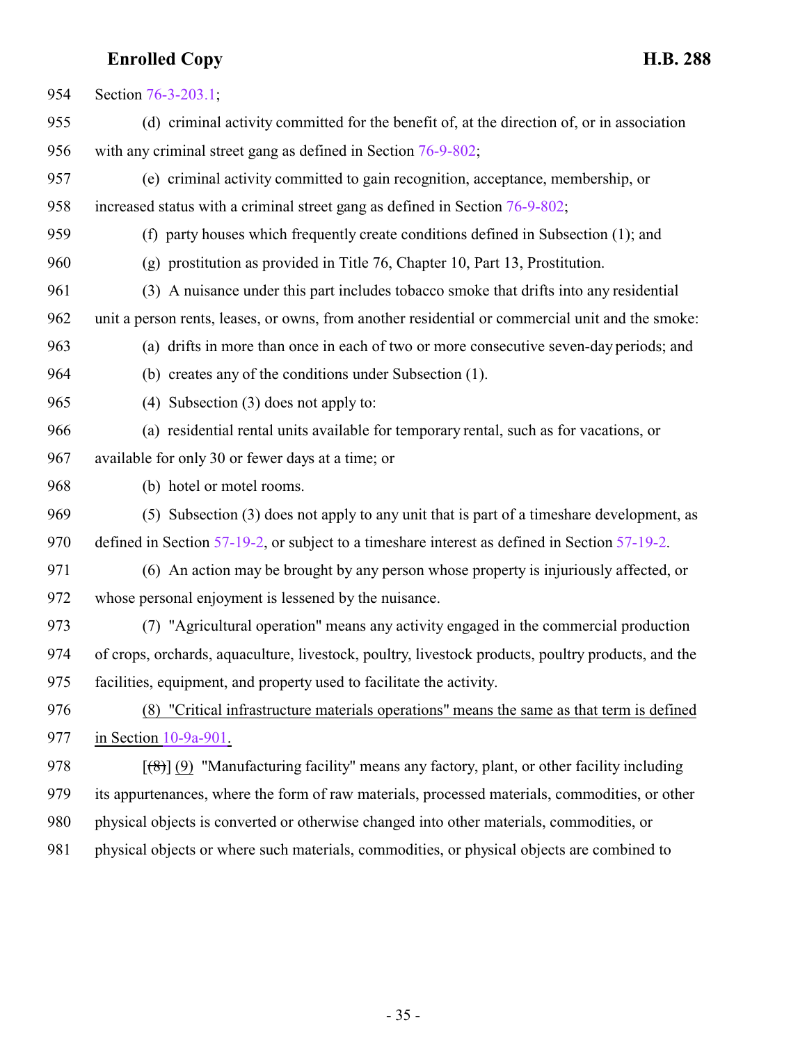Section 76-3-203.1;

(d) criminal activity committed for the benefit of, at the direction of, or in association with any criminal street gang as defined in Section 76-9-802;

(e) criminal activity committed to gain recognition, acceptance, membership, or increased status with a criminal street gang as defined in Section 76-9-802;

(f) party houses which frequently create conditions defined in Subsection (1); and

(g) prostitution as provided in Title 76, Chapter 10, Part 13, Prostitution.

(3) A nuisance under this part includes tobacco smoke that drifts into any residential unit a person rents, leases, or owns, from another residential or commercial unit and the smoke:

(a) drifts in more than once in each of two or more consecutive seven-day periods; and

(b) creates any of the conditions under Subsection (1).

(4) Subsection (3) does not apply to:

(a) residential rental units available for temporary rental, such as for vacations, or available for only 30 or fewer days at a time; or

(b) hotel or motel rooms.

(5) Subsection (3) does not apply to any unit that is part of a timeshare development, as defined in Section 57-19-2, or subject to a timeshare interest as defined in Section 57-19-2.

(6) An action may be brought by any person whose property is injuriously affected, or whose personal enjoyment is lessened by the nuisance.

(7) "Agricultural operation" means any activity engaged in the commercial production of crops, orchards, aquaculture, livestock, poultry, livestock products, poultry products, and the facilities, equipment, and property used to facilitate the activity.

<u>(8) "Critical infrastructure materials operations" means the same as that term is defined in Section 10-9a-901.</u>

[~~(8)~~] <u>(9)</u> "Manufacturing facility" means any factory, plant, or other facility including its appurtenances, where the form of raw materials, processed materials, commodities, or other physical objects is converted or otherwise changed into other materials, commodities, or physical objects or where such materials, commodities, or physical objects are combined to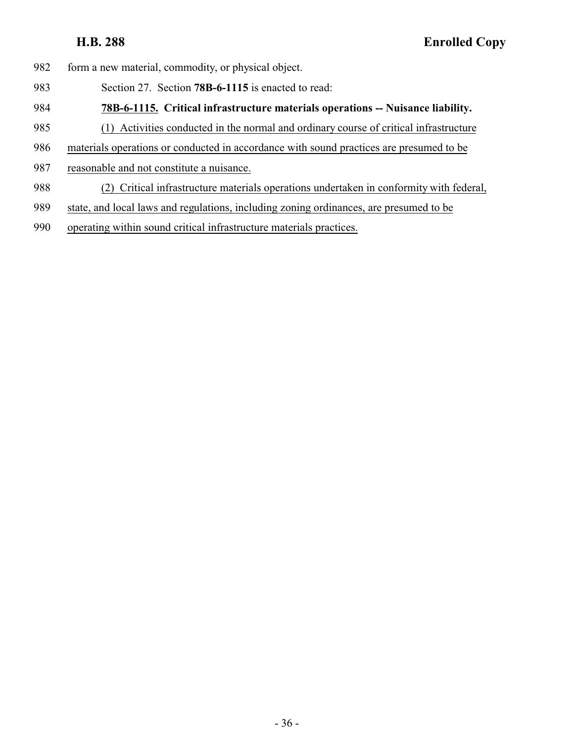982 form a new material, commodity, or physical object.

983 Section 27. Section **78B-6-1115** is enacted to read:

984 **78B-6-1115. Critical infrastructure materials operations -- Nuisance liability.**

985 (1) Activities conducted in the normal and ordinary course of critical infrastructure

986 materials operations or conducted in accordance with sound practices are presumed to be

987 reasonable and not constitute a nuisance.

988 (2) Critical infrastructure materials operations undertaken in conformity with federal,

989 state, and local laws and regulations, including zoning ordinances, are presumed to be

990 operating within sound critical infrastructure materials practices.